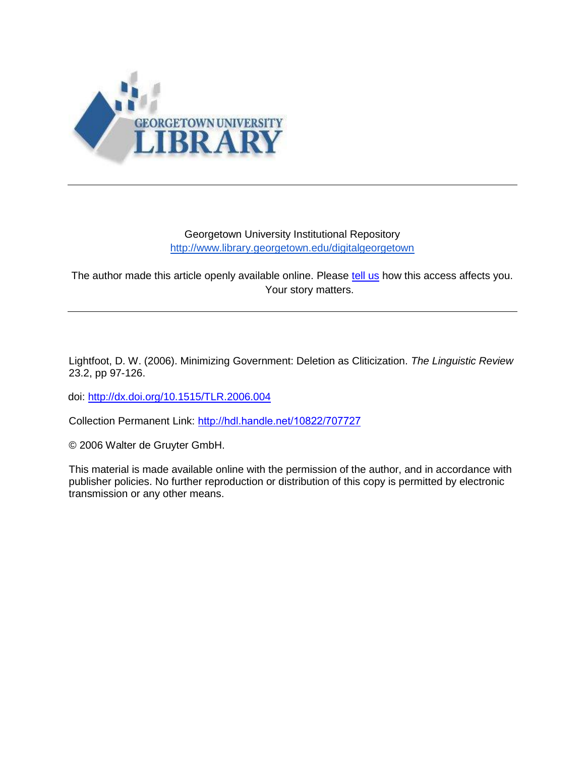Georgetown University Institutional Repository
http://www.library.georgetown.edu/digitalgeorgetown

The author made this article openly available online. Please tell us how this access affects you. Your story matters.

---

Lightfoot, D. W. (2006). Minimizing Government: Deletion as Cliticization. *The Linguistic Review* 23.2, pp 97-126.

doi: http://dx.doi.org/10.1515/TLR.2006.004

Collection Permanent Link: http://hdl.handle.net/10822/707727

© 2006 Walter de Gruyter GmbH.

This material is made available online with the permission of the author, and in accordance with publisher policies. No further reproduction or distribution of this copy is permitted by electronic transmission or any other means.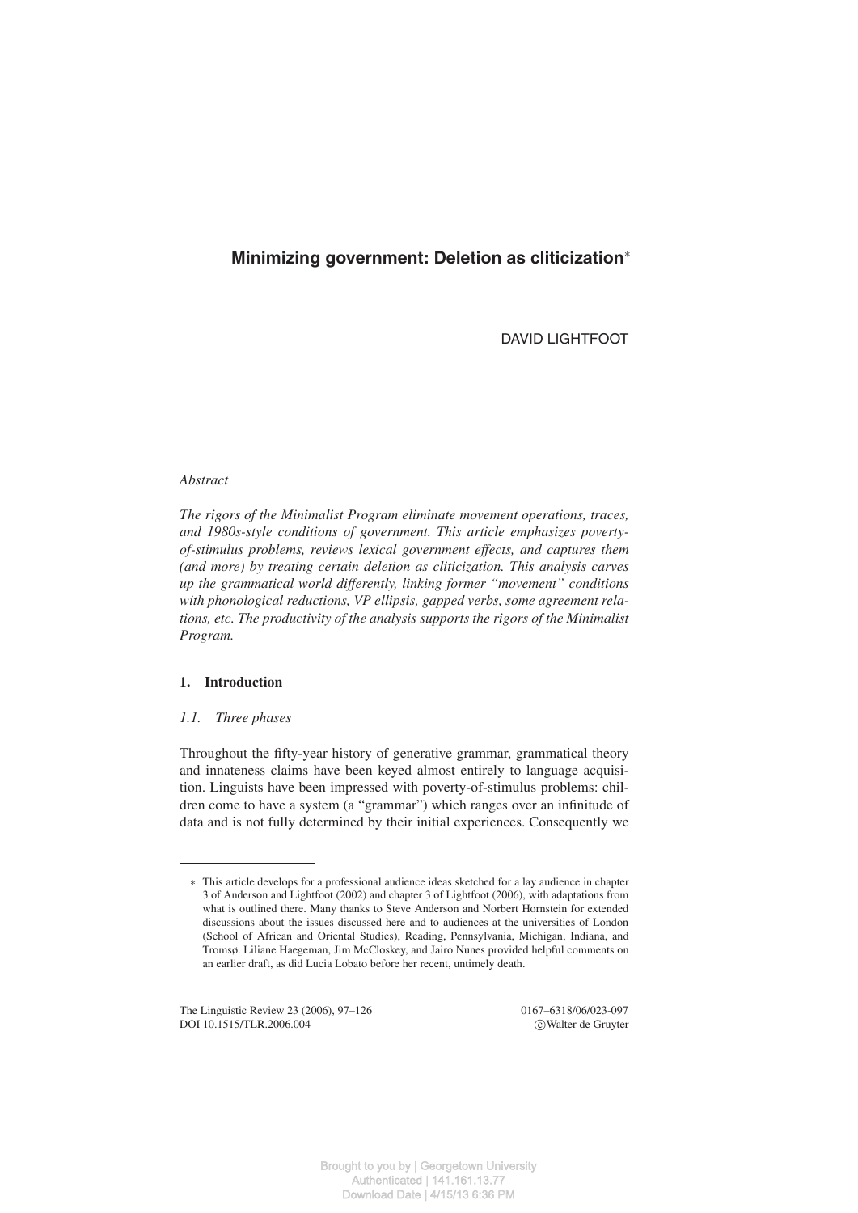# Minimizing government: Deletion as cliticization*

DAVID LIGHTFOOT

*Abstract*

*The rigors of the Minimalist Program eliminate movement operations, traces, and 1980s-style conditions of government. This article emphasizes poverty-of-stimulus problems, reviews lexical government effects, and captures them (and more) by treating certain deletion as cliticization. This analysis carves up the grammatical world differently, linking former "movement" conditions with phonological reductions, VP ellipsis, gapped verbs, some agreement relations, etc. The productivity of the analysis supports the rigors of the Minimalist Program.*

## 1. Introduction

### 1.1. Three phases

Throughout the fifty-year history of generative grammar, grammatical theory and innateness claims have been keyed almost entirely to language acquisition. Linguists have been impressed with poverty-of-stimulus problems: children come to have a system (a "grammar") which ranges over an infinitude of data and is not fully determined by their initial experiences. Consequently we

---

\* This article develops for a professional audience ideas sketched for a lay audience in chapter 3 of Anderson and Lightfoot (2002) and chapter 3 of Lightfoot (2006), with adaptations from what is outlined there. Many thanks to Steve Anderson and Norbert Hornstein for extended discussions about the issues discussed here and to audiences at the universities of London (School of African and Oriental Studies), Reading, Pennsylvania, Michigan, Indiana, and Tromsø. Liliane Haegeman, Jim McCloskey, and Jairo Nunes provided helpful comments on an earlier draft, as did Lucia Lobato before her recent, untimely death.

The Linguistic Review 23 (2006), 97–126
DOI 10.1515/TLR.2006.004

0167–6318/06/023-097
©Walter de Gruyter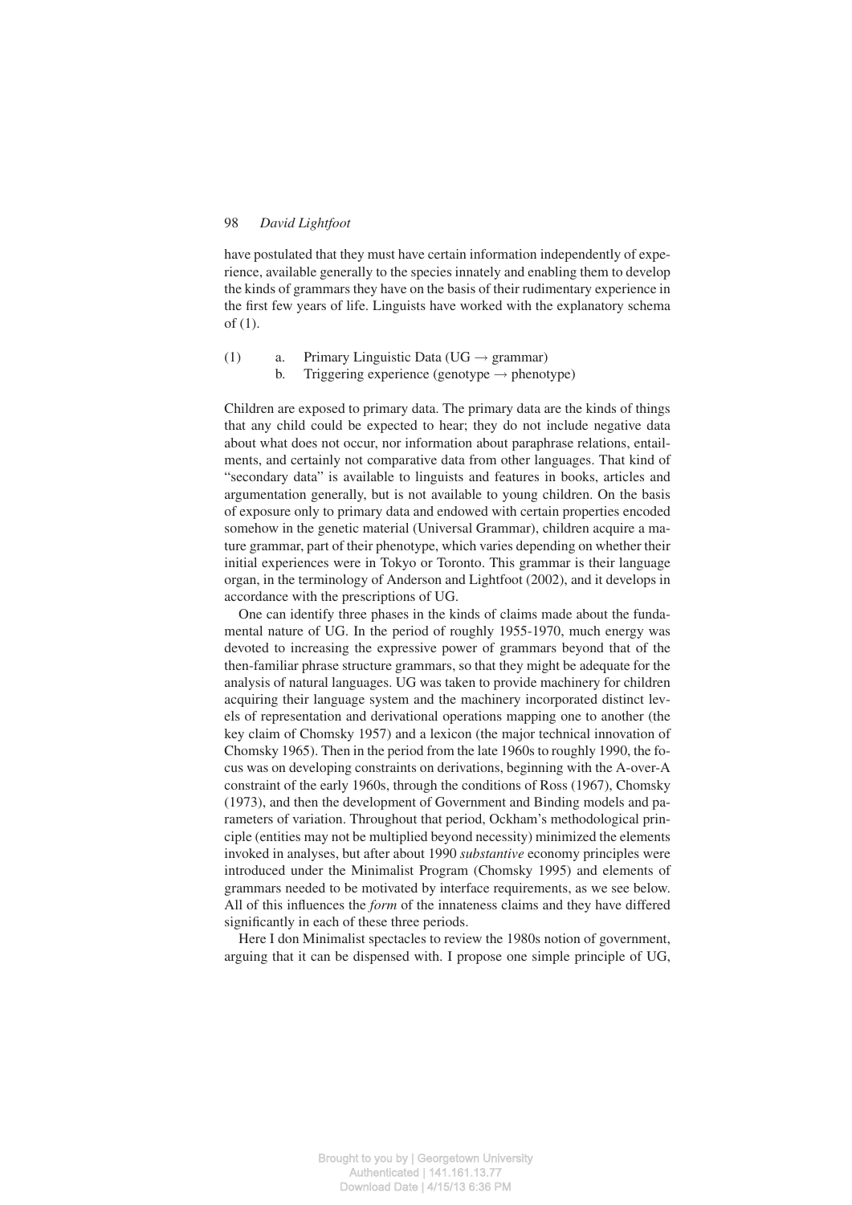have postulated that they must have certain information independently of experience, available generally to the species innately and enabling them to develop the kinds of grammars they have on the basis of their rudimentary experience in the first few years of life. Linguists have worked with the explanatory schema of (1).

(1) a. Primary Linguistic Data (UG → grammar)
  b. Triggering experience (genotype → phenotype)

Children are exposed to primary data. The primary data are the kinds of things that any child could be expected to hear; they do not include negative data about what does not occur, nor information about paraphrase relations, entailments, and certainly not comparative data from other languages. That kind of "secondary data" is available to linguists and features in books, articles and argumentation generally, but is not available to young children. On the basis of exposure only to primary data and endowed with certain properties encoded somehow in the genetic material (Universal Grammar), children acquire a mature grammar, part of their phenotype, which varies depending on whether their initial experiences were in Tokyo or Toronto. This grammar is their language organ, in the terminology of Anderson and Lightfoot (2002), and it develops in accordance with the prescriptions of UG.

One can identify three phases in the kinds of claims made about the fundamental nature of UG. In the period of roughly 1955-1970, much energy was devoted to increasing the expressive power of grammars beyond that of the then-familiar phrase structure grammars, so that they might be adequate for the analysis of natural languages. UG was taken to provide machinery for children acquiring their language system and the machinery incorporated distinct levels of representation and derivational operations mapping one to another (the key claim of Chomsky 1957) and a lexicon (the major technical innovation of Chomsky 1965). Then in the period from the late 1960s to roughly 1990, the focus was on developing constraints on derivations, beginning with the A-over-A constraint of the early 1960s, through the conditions of Ross (1967), Chomsky (1973), and then the development of Government and Binding models and parameters of variation. Throughout that period, Ockham's methodological principle (entities may not be multiplied beyond necessity) minimized the elements invoked in analyses, but after about 1990 *substantive* economy principles were introduced under the Minimalist Program (Chomsky 1995) and elements of grammars needed to be motivated by interface requirements, as we see below. All of this influences the *form* of the innateness claims and they have differed significantly in each of these three periods.

Here I don Minimalist spectacles to review the 1980s notion of government, arguing that it can be dispensed with. I propose one simple principle of UG,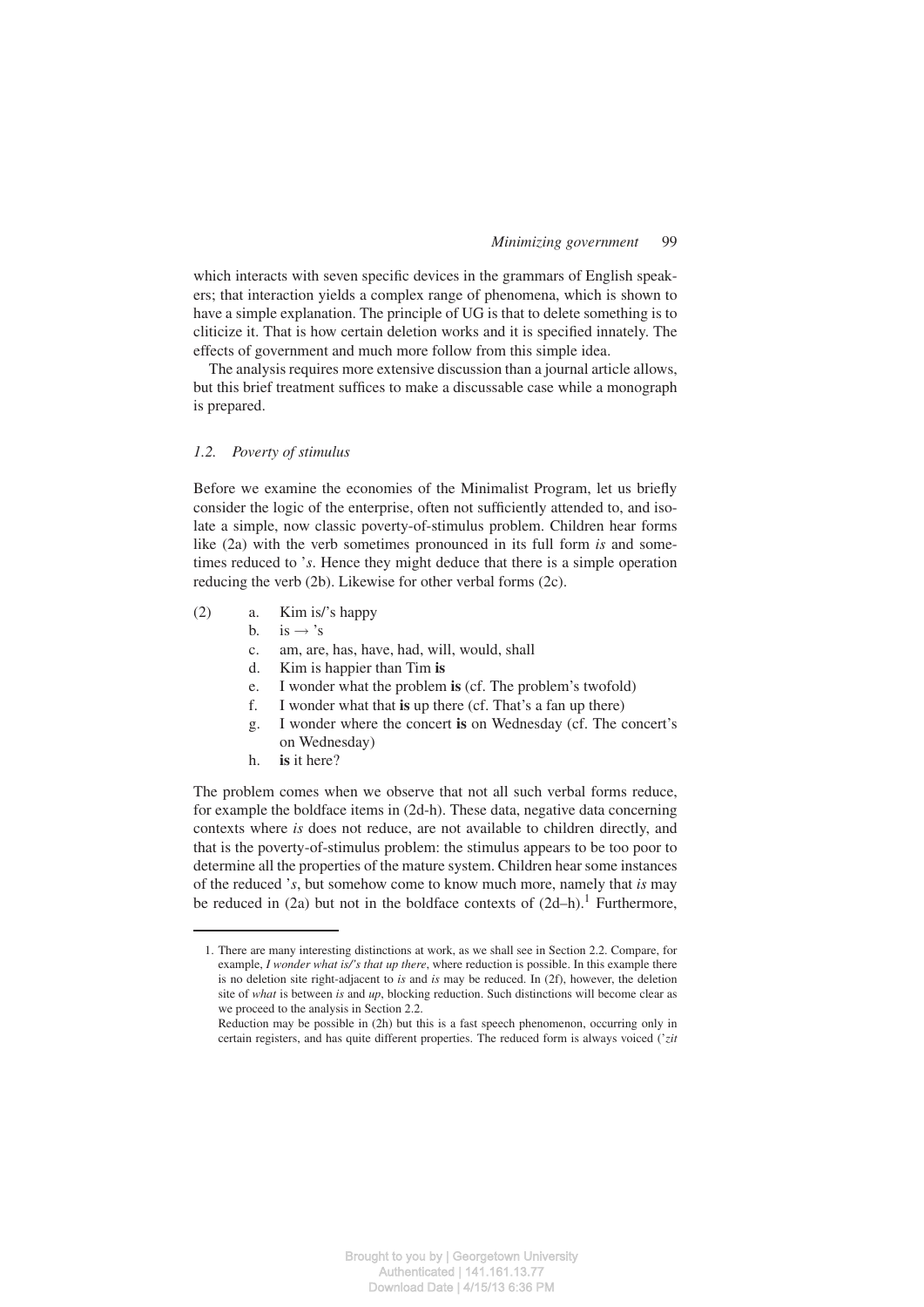which interacts with seven specific devices in the grammars of English speakers; that interaction yields a complex range of phenomena, which is shown to have a simple explanation. The principle of UG is that to delete something is to cliticize it. That is how certain deletion works and it is specified innately. The effects of government and much more follow from this simple idea.

The analysis requires more extensive discussion than a journal article allows, but this brief treatment suffices to make a discussable case while a monograph is prepared.

### *1.2. Poverty of stimulus*

Before we examine the economies of the Minimalist Program, let us briefly consider the logic of the enterprise, often not sufficiently attended to, and isolate a simple, now classic poverty-of-stimulus problem. Children hear forms like (2a) with the verb sometimes pronounced in its full form *is* and sometimes reduced to *'s*. Hence they might deduce that there is a simple operation reducing the verb (2b). Likewise for other verbal forms (2c).

(2)
- a. Kim is/'s happy
- b. is → 's
- c. am, are, has, have, had, will, would, shall
- d. Kim is happier than Tim **is**
- e. I wonder what the problem **is** (cf. The problem's twofold)
- f. I wonder what that **is** up there (cf. That's a fan up there)
- g. I wonder where the concert **is** on Wednesday (cf. The concert's on Wednesday)
- h. **is** it here?

The problem comes when we observe that not all such verbal forms reduce, for example the boldface items in (2d-h). These data, negative data concerning contexts where *is* does not reduce, are not available to children directly, and that is the poverty-of-stimulus problem: the stimulus appears to be too poor to determine all the properties of the mature system. Children hear some instances of the reduced *'s*, but somehow come to know much more, namely that *is* may be reduced in (2a) but not in the boldface contexts of (2d–h).[1] Furthermore,

1. There are many interesting distinctions at work, as we shall see in Section 2.2. Compare, for example, *I wonder what is/'s that up there*, where reduction is possible. In this example there is no deletion site right-adjacent to *is* and *is* may be reduced. In (2f), however, the deletion site of *what* is between *is* and *up*, blocking reduction. Such distinctions will become clear as we proceed to the analysis in Section 2.2.

   Reduction may be possible in (2h) but this is a fast speech phenomenon, occurring only in certain registers, and has quite different properties. The reduced form is always voiced (*'zit*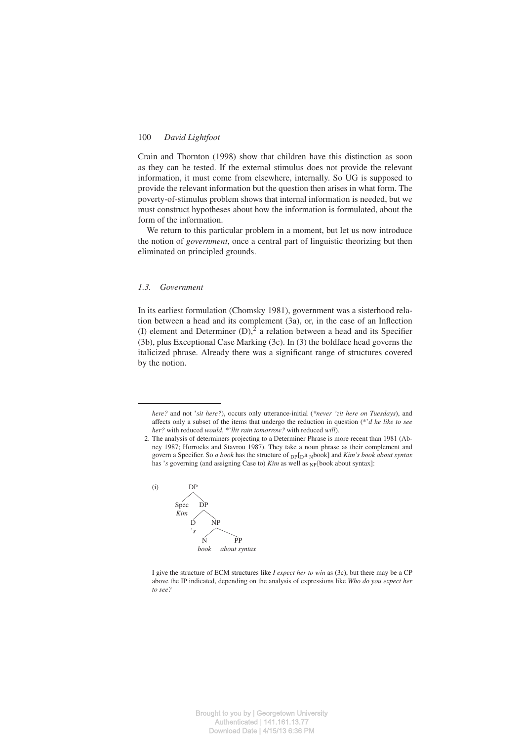Crain and Thornton (1998) show that children have this distinction as soon as they can be tested. If the external stimulus does not provide the relevant information, it must come from elsewhere, internally. So UG is supposed to provide the relevant information but the question then arises in what form. The poverty-of-stimulus problem shows that internal information is needed, but we must construct hypotheses about how the information is formulated, about the form of the information.

We return to this particular problem in a moment, but let us now introduce the notion of *government*, once a central part of linguistic theorizing but then eliminated on principled grounds.

### *1.3. Government*

In its earliest formulation (Chomsky 1981), government was a sisterhood relation between a head and its complement (3a), or, in the case of an Inflection (I) element and Determiner (D),[2] a relation between a head and its Specifier (3b), plus Exceptional Case Marking (3c). In (3) the boldface head governs the italicized phrase. Already there was a significant range of structures covered by the notion.

---

*here?* and not *'sit here?*), occurs only utterance-initial (*\*never 'zit here on Tuesdays*), and affects only a subset of the items that undergo the reduction in question (*\*'d he like to see her?* with reduced *would*, *\*'llit rain tomorrow?* with reduced *will*).

2. The analysis of determiners projecting to a Determiner Phrase is more recent than 1981 (Abney 1987; Horrocks and Stavrou 1987). They take a noun phrase as their complement and govern a Specifier. So *a book* has the structure of $_{DP}$[$_{D}$a $_{N}$book] and *Kim's book about syntax* has *'s* governing (and assigning Case to) *Kim* as well as $_{NP}$[book about syntax]:

(i)
```
        DP
       /  \
    Spec   DP
    Kim   /  \
         D    NP
        's   /  \
            N    PP
          book  about syntax
```

I give the structure of ECM structures like *I expect her to win* as (3c), but there may be a CP above the IP indicated, depending on the analysis of expressions like *Who do you expect her to see?*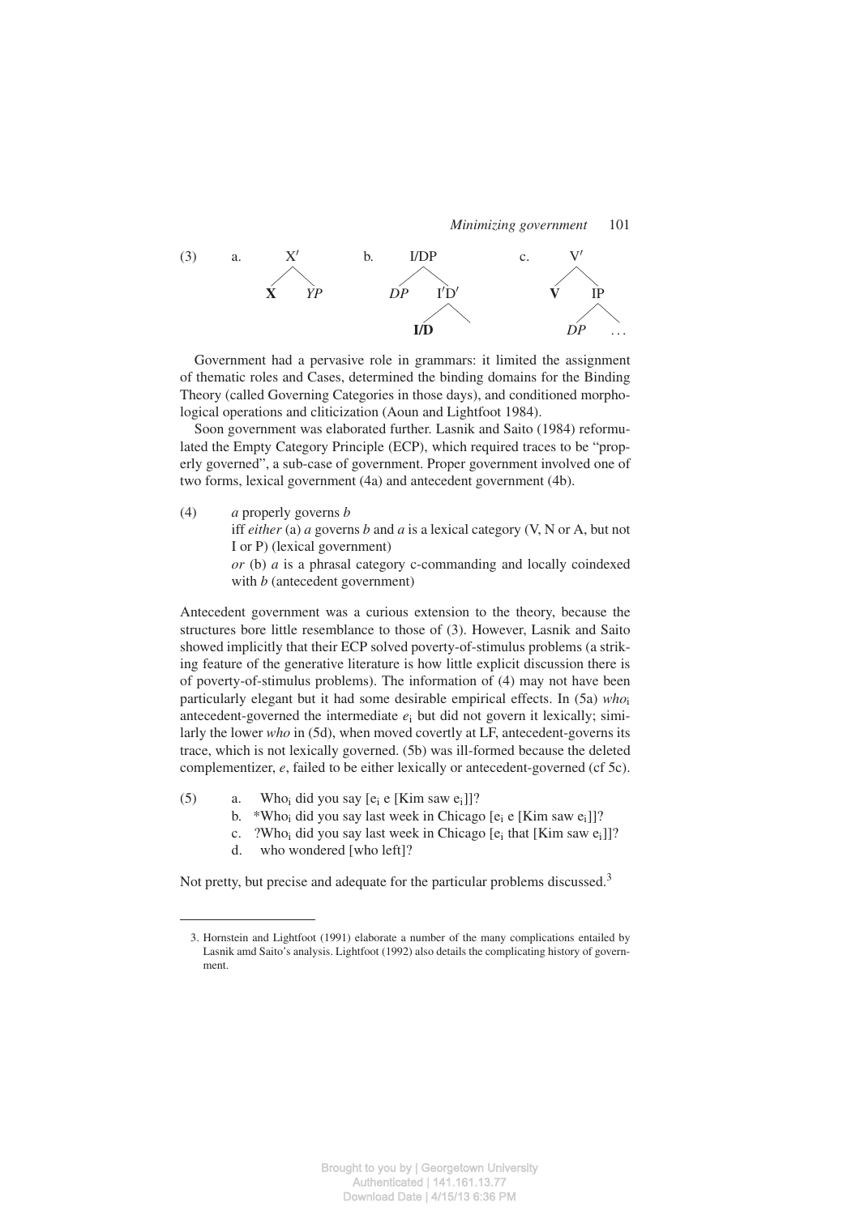(3) a. [X′ **X** *YP*]   b. [I/DP *DP* [I′D′ **I/D** ]]   c. [V′ **V** [IP *DP* ...]]

Government had a pervasive role in grammars: it limited the assignment of thematic roles and Cases, determined the binding domains for the Binding Theory (called Governing Categories in those days), and conditioned morphological operations and cliticization (Aoun and Lightfoot 1984).

Soon government was elaborated further. Lasnik and Saito (1984) reformulated the Empty Category Principle (ECP), which required traces to be "properly governed", a sub-case of government. Proper government involved one of two forms, lexical government (4a) and antecedent government (4b).

(4) *a* properly governs *b*
iff *either* (a) *a* governs *b* and *a* is a lexical category (V, N or A, but not I or P) (lexical government)
*or* (b) *a* is a phrasal category c-commanding and locally coindexed with *b* (antecedent government)

Antecedent government was a curious extension to the theory, because the structures bore little resemblance to those of (3). However, Lasnik and Saito showed implicitly that their ECP solved poverty-of-stimulus problems (a striking feature of the generative literature is how little explicit discussion there is of poverty-of-stimulus problems). The information of (4) may not have been particularly elegant but it had some desirable empirical effects. In (5a) $who_i$ antecedent-governed the intermediate $e_i$ but did not govern it lexically; similarly the lower *who* in (5d), when moved covertly at LF, antecedent-governs its trace, which is not lexically governed. (5b) was ill-formed because the deleted complementizer, *e*, failed to be either lexically or antecedent-governed (cf 5c).

(5) a. $\text{Who}_i$ did you say [$e_i$ e [Kim saw $e_i$]]?
b. *$\text{Who}_i$ did you say last week in Chicago [$e_i$ e [Kim saw $e_i$]]?
c. ?$\text{Who}_i$ did you say last week in Chicago [$e_i$ that [Kim saw $e_i$]]?
d. who wondered [who left]?

Not pretty, but precise and adequate for the particular problems discussed.[3]

---

3. Hornstein and Lightfoot (1991) elaborate a number of the many complications entailed by Lasnik amd Saito's analysis. Lightfoot (1992) also details the complicating history of government.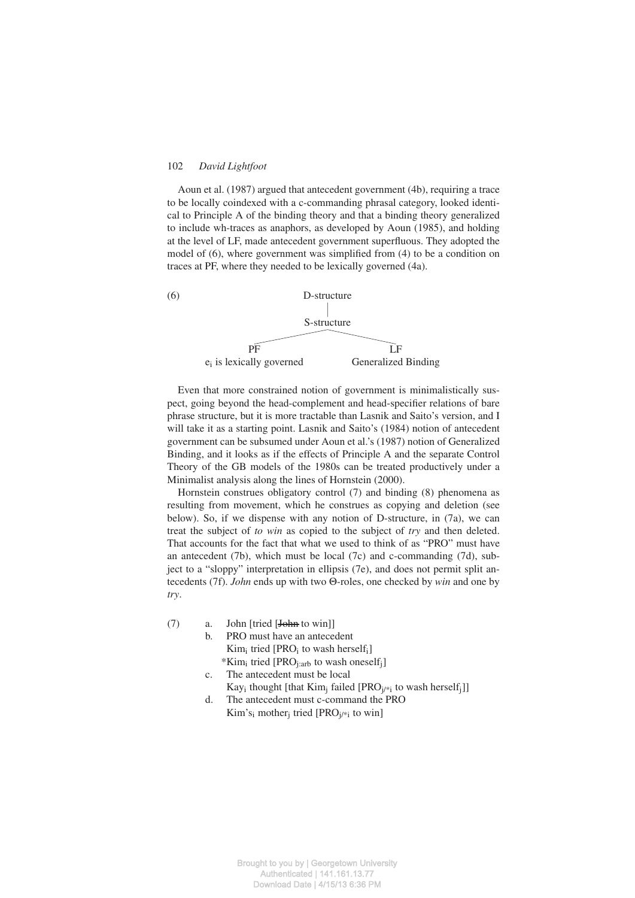Aoun et al. (1987) argued that antecedent government (4b), requiring a trace to be locally coindexed with a c-commanding phrasal category, looked identical to Principle A of the binding theory and that a binding theory generalized to include wh-traces as anaphors, as developed by Aoun (1985), and holding at the level of LF, made antecedent government superfluous. They adopted the model of (6), where government was simplified from (4) to be a condition on traces at PF, where they needed to be lexically governed (4a).

(6)

```
                    D-structure
                         |
                    S-structure
                   /           \
                 PF             LF
   e_i is lexically governed    Generalized Binding
```

Even that more constrained notion of government is minimalistically suspect, going beyond the head-complement and head-specifier relations of bare phrase structure, but it is more tractable than Lasnik and Saito's version, and I will take it as a starting point. Lasnik and Saito's (1984) notion of antecedent government can be subsumed under Aoun et al.'s (1987) notion of Generalized Binding, and it looks as if the effects of Principle A and the separate Control Theory of the GB models of the 1980s can be treated productively under a Minimalist analysis along the lines of Hornstein (2000).

Hornstein construes obligatory control (7) and binding (8) phenomena as resulting from movement, which he construes as copying and deletion (see below). So, if we dispense with any notion of D-structure, in (7a), we can treat the subject of *to win* as copied to the subject of *try* and then deleted. That accounts for the fact that what we used to think of as "PRO" must have an antecedent (7b), which must be local (7c) and c-commanding (7d), subject to a "sloppy" interpretation in ellipsis (7e), and does not permit split antecedents (7f). *John* ends up with two Θ-roles, one checked by *win* and one by *try*.

(7)
a. John [tried [~~John~~ to win]]
b. PRO must have an antecedent
   $\text{Kim}_i$ tried [$\text{PRO}_i$ to wash $\text{herself}_i$]
   *$\text{Kim}_i$ tried [$\text{PRO}_{j:arb}$ to wash $\text{oneself}_j$]
c. The antecedent must be local
   $\text{Kay}_i$ thought [that $\text{Kim}_j$ failed [$\text{PRO}_{j/*i}$ to wash $\text{herself}_j$]]
d. The antecedent must c-command the PRO
   $\text{Kim's}_i$ $\text{mother}_j$ tried [$\text{PRO}_{j/*i}$ to win]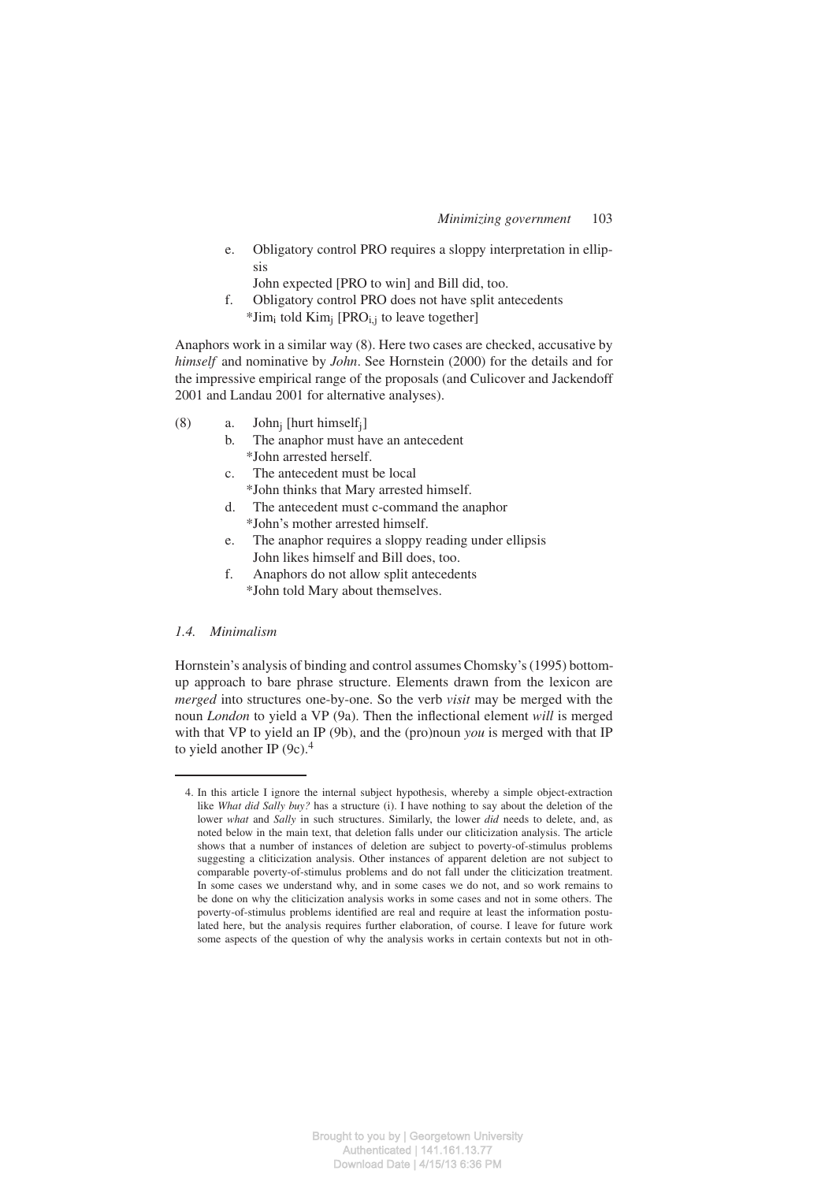e. Obligatory control PRO requires a sloppy interpretation in ellipsis
   John expected [PRO to win] and Bill did, too.
f. Obligatory control PRO does not have split antecedents
   *Jim$_i$ told Kim$_j$ [PRO$_{i,j}$ to leave together]

Anaphors work in a similar way (8). Here two cases are checked, accusative by *himself* and nominative by *John*. See Hornstein (2000) for the details and for the impressive empirical range of the proposals (and Culicover and Jackendoff 2001 and Landau 2001 for alternative analyses).

(8) a. John$_j$ [hurt himself$_j$]
    b. The anaphor must have an antecedent
       *John arrested herself.
    c. The antecedent must be local
       *John thinks that Mary arrested himself.
    d. The antecedent must c-command the anaphor
       *John's mother arrested himself.
    e. The anaphor requires a sloppy reading under ellipsis
       John likes himself and Bill does, too.
    f. Anaphors do not allow split antecedents
       *John told Mary about themselves.

### *1.4. Minimalism*

Hornstein's analysis of binding and control assumes Chomsky's (1995) bottom-up approach to bare phrase structure. Elements drawn from the lexicon are *merged* into structures one-by-one. So the verb *visit* may be merged with the noun *London* to yield a VP (9a). Then the inflectional element *will* is merged with that VP to yield an IP (9b), and the (pro)noun *you* is merged with that IP to yield another IP (9c).[4]

4. In this article I ignore the internal subject hypothesis, whereby a simple object-extraction like *What did Sally buy?* has a structure (i). I have nothing to say about the deletion of the lower *what* and *Sally* in such structures. Similarly, the lower *did* needs to delete, and, as noted below in the main text, that deletion falls under our cliticization analysis. The article shows that a number of instances of deletion are subject to poverty-of-stimulus problems suggesting a cliticization analysis. Other instances of apparent deletion are not subject to comparable poverty-of-stimulus problems and do not fall under the cliticization treatment. In some cases we understand why, and in some cases we do not, and so work remains to be done on why the cliticization analysis works in some cases and not in some others. The poverty-of-stimulus problems identified are real and require at least the information postulated here, but the analysis requires further elaboration, of course. I leave for future work some aspects of the question of why the analysis works in certain contexts but not in oth-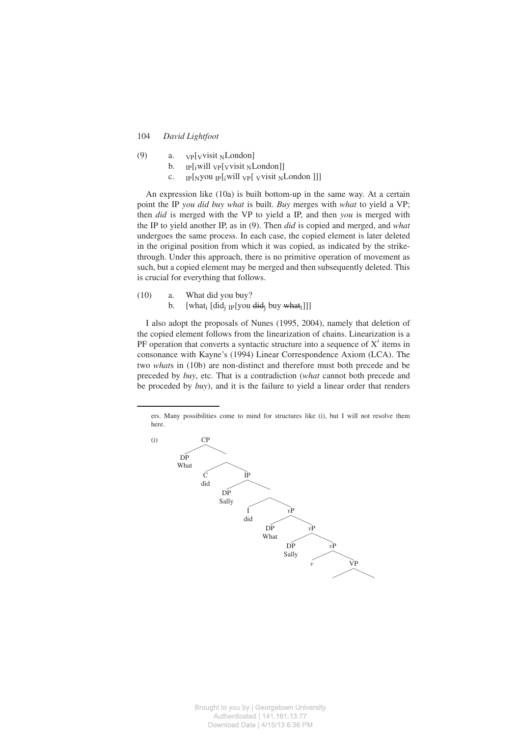(9) a. $_{VP}$[$_V$visit $_N$London]
b. $_{IP}$[$_i$will $_{VP}$[$_V$visit $_N$London]]
c. $_{IP}$[$_N$you $_{IP}$[$_i$will $_{VP}$[ $_V$visit $_N$London ]]]

An expression like (10a) is built bottom-up in the same way. At a certain point the IP *you did buy what* is built. *Buy* merges with *what* to yield a VP; then *did* is merged with the VP to yield a IP, and then *you* is merged with the IP to yield another IP, as in (9). Then *did* is copied and merged, and *what* undergoes the same process. In each case, the copied element is later deleted in the original position from which it was copied, as indicated by the strike-through. Under this approach, there is no primitive operation of movement as such, but a copied element may be merged and then subsequently deleted. This is crucial for everything that follows.

(10) a. What did you buy?
b. [what$_i$ [did$_j$ $_{IP}$[you ~~did~~$_j$ buy ~~what~~$_i$]]]

I also adopt the proposals of Nunes (1995, 2004), namely that deletion of the copied element follows from the linearization of chains. Linearization is a PF operation that converts a syntactic structure into a sequence of X′ items in consonance with Kayne's (1994) Linear Correspondence Axiom (LCA). The two *what*s in (10b) are non-distinct and therefore must both precede and be preceded by *buy*, etc. That is a contradiction (*what* cannot both precede and be proceded by *buy*), and it is the failure to yield a linear order that renders

---

ers. Many possibilities come to mind for structures like (i), but I will not resolve them here.

(i)
```
CP
├── DP What
└── 
    ├── C did
    └── IP
        ├── DP Sally
        └── 
            ├── I did
            └── vP
                ├── DP What
                └── vP
                    ├── DP Sally
                    └── vP
                        ├── v
                        └── VP
```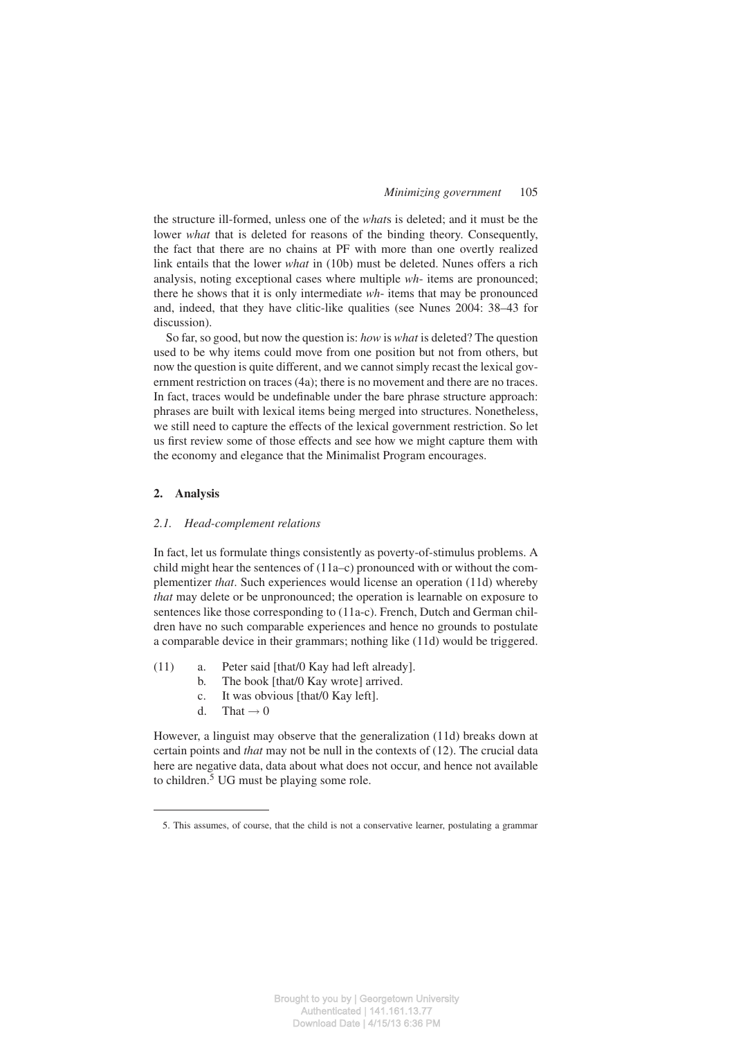the structure ill-formed, unless one of the *what*s is deleted; and it must be the lower *what* that is deleted for reasons of the binding theory. Consequently, the fact that there are no chains at PF with more than one overtly realized link entails that the lower *what* in (10b) must be deleted. Nunes offers a rich analysis, noting exceptional cases where multiple *wh-* items are pronounced; there he shows that it is only intermediate *wh-* items that may be pronounced and, indeed, that they have clitic-like qualities (see Nunes 2004: 38–43 for discussion).

So far, so good, but now the question is: *how* is *what* is deleted? The question used to be why items could move from one position but not from others, but now the question is quite different, and we cannot simply recast the lexical government restriction on traces (4a); there is no movement and there are no traces. In fact, traces would be undefinable under the bare phrase structure approach: phrases are built with lexical items being merged into structures. Nonetheless, we still need to capture the effects of the lexical government restriction. So let us first review some of those effects and see how we might capture them with the economy and elegance that the Minimalist Program encourages.

## 2. Analysis

### *2.1. Head-complement relations*

In fact, let us formulate things consistently as poverty-of-stimulus problems. A child might hear the sentences of (11a–c) pronounced with or without the complementizer *that*. Such experiences would license an operation (11d) whereby *that* may delete or be unpronounced; the operation is learnable on exposure to sentences like those corresponding to (11a-c). French, Dutch and German children have no such comparable experiences and hence no grounds to postulate a comparable device in their grammars; nothing like (11d) would be triggered.

(11) a. Peter said [that/0 Kay had left already].
  b. The book [that/0 Kay wrote] arrived.
  c. It was obvious [that/0 Kay left].
  d. That → 0

However, a linguist may observe that the generalization (11d) breaks down at certain points and *that* may not be null in the contexts of (12). The crucial data here are negative data, data about what does not occur, and hence not available to children.[5] UG must be playing some role.

5. This assumes, of course, that the child is not a conservative learner, postulating a grammar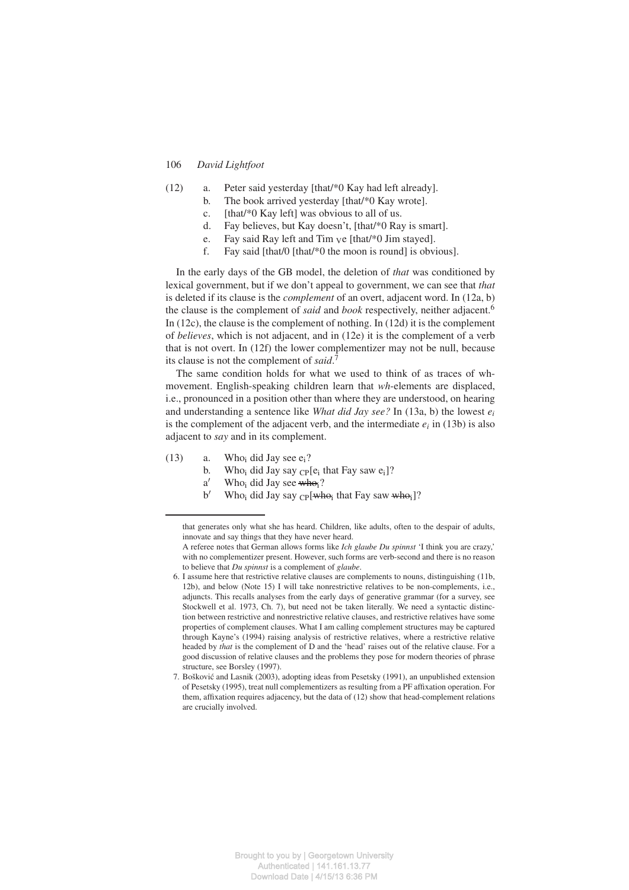(12) a. Peter said yesterday [that/\*0 Kay had left already].
   b. The book arrived yesterday [that/\*0 Kay wrote].
   c. [that/\*0 Kay left] was obvious to all of us.
   d. Fay believes, but Kay doesn't, [that/\*0 Ray is smart].
   e. Fay said Ray left and Tim $_{V}$e [that/\*0 Jim stayed].
   f. Fay said [that/0 [that/\*0 the moon is round] is obvious].

In the early days of the GB model, the deletion of *that* was conditioned by lexical government, but if we don't appeal to government, we can see that *that* is deleted if its clause is the *complement* of an overt, adjacent word. In (12a, b) the clause is the complement of *said* and *book* respectively, neither adjacent.[6] In (12c), the clause is the complement of nothing. In (12d) it is the complement of *believes*, which is not adjacent, and in (12e) it is the complement of a verb that is not overt. In (12f) the lower complementizer may not be null, because its clause is not the complement of *said*.[7]

The same condition holds for what we used to think of as traces of wh-movement. English-speaking children learn that *wh*-elements are displaced, i.e., pronounced in a position other than where they are understood, on hearing and understanding a sentence like *What did Jay see?* In (13a, b) the lowest $e_i$ is the complement of the adjacent verb, and the intermediate $e_i$ in (13b) is also adjacent to *say* and in its complement.

(13) a. Who$_i$ did Jay see e$_i$?
   b. Who$_i$ did Jay say $_{CP}$[e$_i$ that Fay saw e$_i$]?
   a′ Who$_i$ did Jay see ~~who$_i$~~?
   b′ Who$_i$ did Jay say $_{CP}$[~~who$_i$~~ that Fay saw ~~who$_i$~~]?

---

that generates only what she has heard. Children, like adults, often to the despair of adults, innovate and say things that they have never heard.

A referee notes that German allows forms like *Ich glaube Du spinnst* 'I think you are crazy,' with no complementizer present. However, such forms are verb-second and there is no reason to believe that *Du spinnst* is a complement of *glaube*.

6. I assume here that restrictive relative clauses are complements to nouns, distinguishing (11b, 12b), and below (Note 15) I will take nonrestrictive relatives to be non-complements, i.e., adjuncts. This recalls analyses from the early days of generative grammar (for a survey, see Stockwell et al. 1973, Ch. 7), but need not be taken literally. We need a syntactic distinction between restrictive and nonrestrictive relative clauses, and restrictive relatives have some properties of complement clauses. What I am calling complement structures may be captured through Kayne's (1994) raising analysis of restrictive relatives, where a restrictive relative headed by *that* is the complement of D and the 'head' raises out of the relative clause. For a good discussion of relative clauses and the problems they pose for modern theories of phrase structure, see Borsley (1997).

7. Bošković and Lasnik (2003), adopting ideas from Pesetsky (1991), an unpublished extension of Pesetsky (1995), treat null complementizers as resulting from a PF affixation operation. For them, affixation requires adjacency, but the data of (12) show that head-complement relations are crucially involved.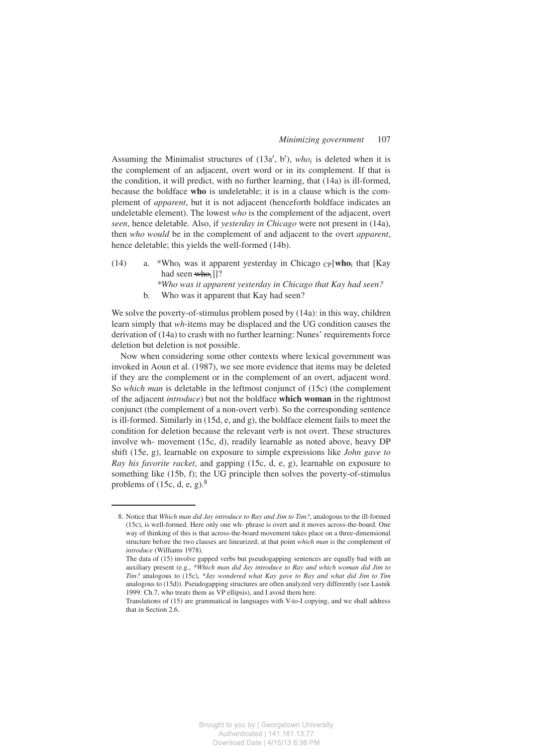Assuming the Minimalist structures of (13a′, b′), *who*$_i$ is deleted when it is the complement of an adjacent, overt word or in its complement. If that is the condition, it will predict, with no further learning, that (14a) is ill-formed, because the boldface **who** is undeletable; it is in a clause which is the complement of *apparent*, but it is not adjacent (henceforth boldface indicates an undeletable element). The lowest *who* is the complement of the adjacent, overt *seen*, hence deletable. Also, if *yesterday in Chicago* were not present in (14a), then *who would* be in the complement of and adjacent to the overt *apparent*, hence deletable; this yields the well-formed (14b).

(14) a. \*Who$_i$ was it apparent yesterday in Chicago $_{CP}$[**who**$_i$ that [Kay had seen ~~who~~$_i$]]?
*\*Who was it apparent yesterday in Chicago that Kay had seen?*
b. Who was it apparent that Kay had seen?

We solve the poverty-of-stimulus problem posed by (14a): in this way, children learn simply that *wh*-items may be displaced and the UG condition causes the derivation of (14a) to crash with no further learning: Nunes' requirements force deletion but deletion is not possible.

Now when considering some other contexts where lexical government was invoked in Aoun et al. (1987), we see more evidence that items may be deleted if they are the complement or in the complement of an overt, adjacent word. So *which man* is deletable in the leftmost conjunct of (15c) (the complement of the adjacent *introduce*) but not the boldface **which woman** in the rightmost conjunct (the complement of a non-overt verb). So the corresponding sentence is ill-formed. Similarly in (15d, e, and g), the boldface element fails to meet the condition for deletion because the relevant verb is not overt. These structures involve wh- movement (15c, d), readily learnable as noted above, heavy DP shift (15e, g), learnable on exposure to simple expressions like *John gave to Ray his favorite racket*, and gapping (15c, d, e, g), learnable on exposure to something like (15b, f); the UG principle then solves the poverty-of-stimulus problems of (15c, d, e, g).[8]

---

8. Notice that *Which man did Jay introduce to Ray and Jim to Tim?*, analogous to the ill-formed (15c), is well-formed. Here only one wh- phrase is overt and it moves across-the-board. One way of thinking of this is that across-the-board movement takes place on a three-dimensional structure before the two clauses are linearized; at that point *which man* is the complement of *introduce* (Williams 1978).
The data of (15) involve gapped verbs but pseudogapping sentences are equally bad with an auxiliary present (e.g., *\*Which man did Jay introduce to Ray and which woman did Jim to Tim?* analogous to (15c), *\*Jay wondered what Kay gave to Ray and what did Jim to Tim* analogous to (15d)). Pseudogapping structures are often analyzed very differently (see Lasnik 1999: Ch.7, who treats them as VP ellipsis), and I avoid them here.
Translations of (15) are grammatical in languages with V-to-I copying, and we shall address that in Section 2.6.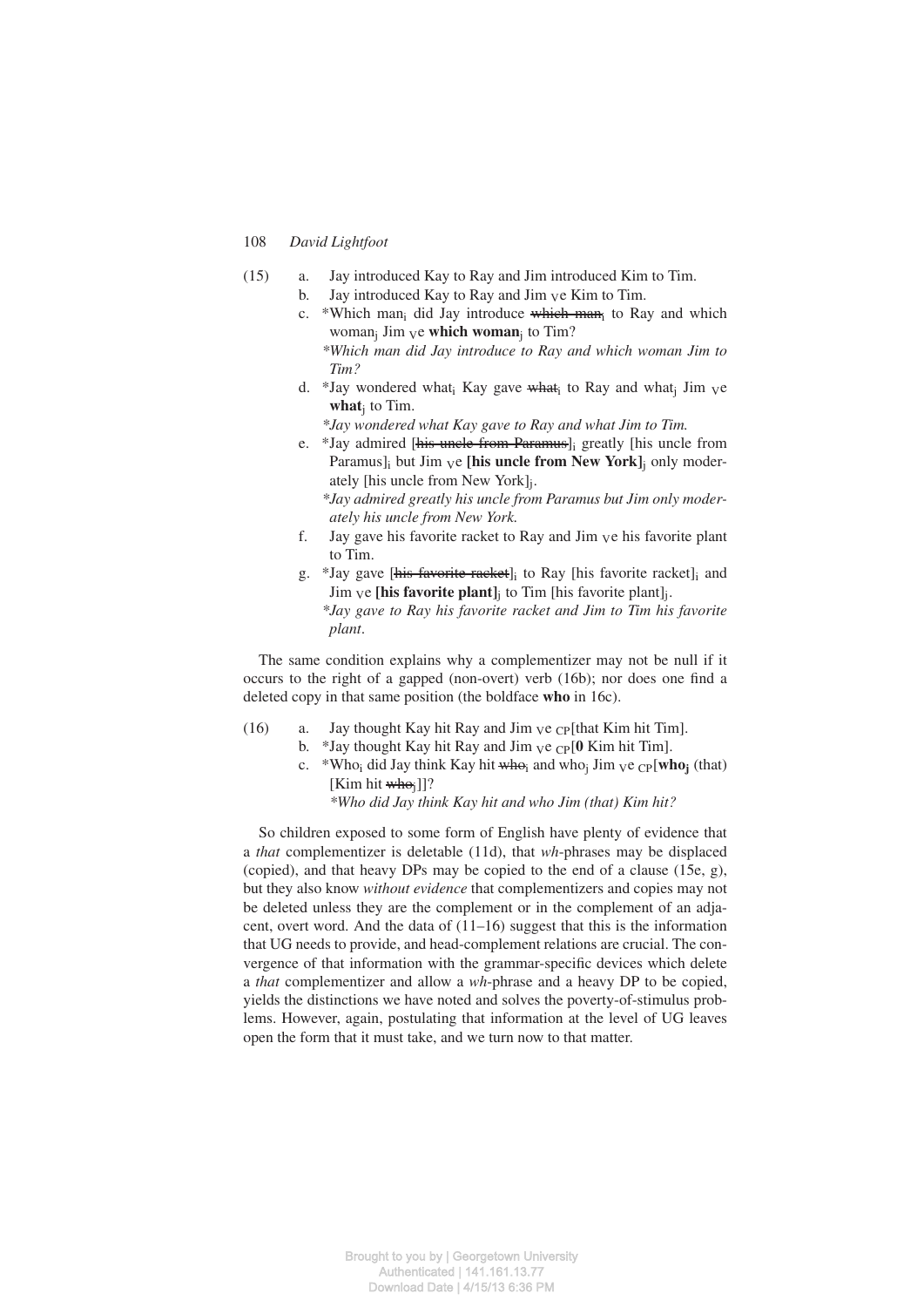(15) a. Jay introduced Kay to Ray and Jim introduced Kim to Tim.

b. Jay introduced Kay to Ray and Jim $_{V}$e Kim to Tim.

c. *Which man$_i$ did Jay introduce ~~which man~~$_i$ to Ray and which woman$_j$ Jim $_{V}$e **which woman**$_j$ to Tim?
*\*Which man did Jay introduce to Ray and which woman Jim to Tim?*

d. *Jay wondered what$_i$ Kay gave ~~what~~$_i$ to Ray and what$_j$ Jim $_{V}$e **what**$_j$ to Tim.
*\*Jay wondered what Kay gave to Ray and what Jim to Tim.*

e. *Jay admired [~~his uncle from Paramus~~]$_i$ greatly [his uncle from Paramus]$_i$ but Jim $_{V}$e **[his uncle from New York]**$_j$ only moderately [his uncle from New York]$_j$.
*\*Jay admired greatly his uncle from Paramus but Jim only moderately his uncle from New York.*

f. Jay gave his favorite racket to Ray and Jim $_{V}$e his favorite plant to Tim.

g. *Jay gave [~~his favorite racket~~]$_i$ to Ray [his favorite racket]$_i$ and Jim $_{V}$e **[his favorite plant]**$_j$ to Tim [his favorite plant]$_j$.
*\*Jay gave to Ray his favorite racket and Jim to Tim his favorite plant.*

The same condition explains why a complementizer may not be null if it occurs to the right of a gapped (non-overt) verb (16b); nor does one find a deleted copy in that same position (the boldface **who** in 16c).

(16) a. Jay thought Kay hit Ray and Jim $_{V}$e $_{CP}$[that Kim hit Tim].

b. *Jay thought Kay hit Ray and Jim $_{V}$e $_{CP}$[**0** Kim hit Tim].

c. *Who$_i$ did Jay think Kay hit ~~who~~$_i$ and who$_j$ Jim $_{V}$e $_{CP}$[**who$_j$** (that) [Kim hit ~~who~~$_j$]]?
*\*Who did Jay think Kay hit and who Jim (that) Kim hit?*

So children exposed to some form of English have plenty of evidence that a *that* complementizer is deletable (11d), that *wh*-phrases may be displaced (copied), and that heavy DPs may be copied to the end of a clause (15e, g), but they also know *without evidence* that complementizers and copies may not be deleted unless they are the complement or in the complement of an adjacent, overt word. And the data of (11–16) suggest that this is the information that UG needs to provide, and head-complement relations are crucial. The convergence of that information with the grammar-specific devices which delete a *that* complementizer and allow a *wh*-phrase and a heavy DP to be copied, yields the distinctions we have noted and solves the poverty-of-stimulus problems. However, again, postulating that information at the level of UG leaves open the form that it must take, and we turn now to that matter.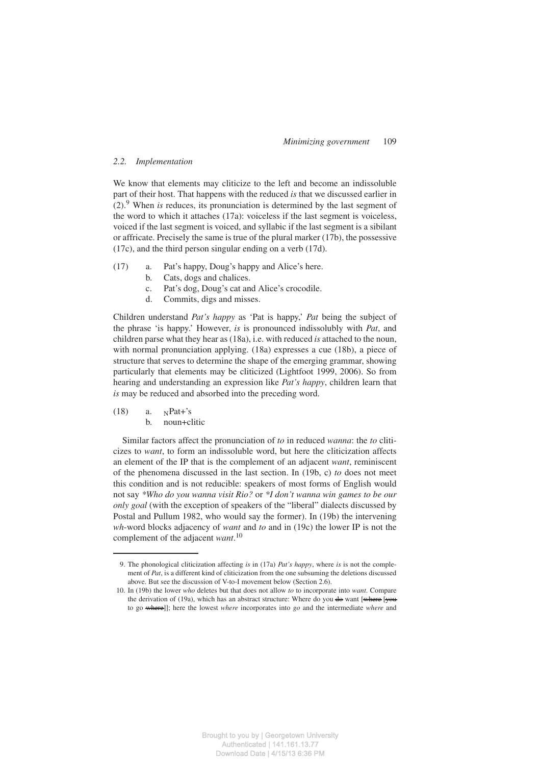### 2.2. Implementation

We know that elements may cliticize to the left and become an indissoluble part of their host. That happens with the reduced *is* that we discussed earlier in (2).[9] When *is* reduces, its pronunciation is determined by the last segment of the word to which it attaches (17a): voiceless if the last segment is voiceless, voiced if the last segment is voiced, and syllabic if the last segment is a sibilant or affricate. Precisely the same is true of the plural marker (17b), the possessive (17c), and the third person singular ending on a verb (17d).

(17) a. Pat's happy, Doug's happy and Alice's here.
  b. Cats, dogs and chalices.
  c. Pat's dog, Doug's cat and Alice's crocodile.
  d. Commits, digs and misses.

Children understand *Pat's happy* as 'Pat is happy,' *Pat* being the subject of the phrase 'is happy.' However, *is* is pronounced indissolubly with *Pat*, and children parse what they hear as (18a), i.e. with reduced *is* attached to the noun, with normal pronunciation applying. (18a) expresses a cue (18b), a piece of structure that serves to determine the shape of the emerging grammar, showing particularly that elements may be cliticized (Lightfoot 1999, 2006). So from hearing and understanding an expression like *Pat's happy*, children learn that *is* may be reduced and absorbed into the preceding word.

(18) a. $_{N}$Pat+'s
  b. noun+clitic

Similar factors affect the pronunciation of *to* in reduced *wanna*: the *to* cliticizes to *want*, to form an indissoluble word, but here the cliticization affects an element of the IP that is the complement of an adjacent *want*, reminiscent of the phenomena discussed in the last section. In (19b, c) *to* does not meet this condition and is not reducible: speakers of most forms of English would not say *\*Who do you wanna visit Rio?* or *\*I don't wanna win games to be our only goal* (with the exception of speakers of the "liberal" dialects discussed by Postal and Pullum 1982, who would say the former). In (19b) the intervening *wh*-word blocks adjacency of *want* and *to* and in (19c) the lower IP is not the complement of the adjacent *want*.[10]

---

9. The phonological cliticization affecting *is* in (17a) *Pat's happy*, where *is* is not the complement of *Pat*, is a different kind of cliticization from the one subsuming the deletions discussed above. But see the discussion of V-to-I movement below (Section 2.6).

10. In (19b) the lower *who* deletes but that does not allow *to* to incorporate into *want*. Compare the derivation of (19a), which has an abstract structure: Where do you ~~do~~ want [~~where~~ [~~you~~ to go ~~where~~]]; here the lowest *where* incorporates into *go* and the intermediate *where* and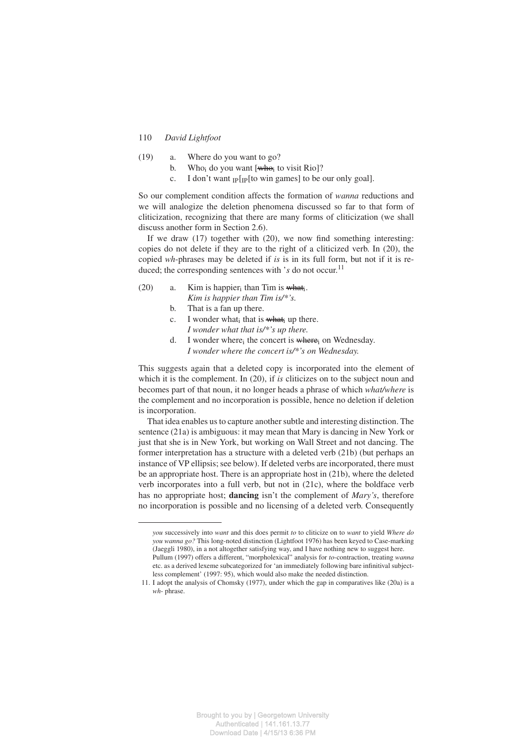(19) a. Where do you want to go?

b. Who$_i$ do you want [~~who$_i$~~ to visit Rio]?

c. I don't want $_{IP}$[$_{IP}$[to win games] to be our only goal].

So our complement condition affects the formation of *wanna* reductions and we will analogize the deletion phenomena discussed so far to that form of cliticization, recognizing that there are many forms of cliticization (we shall discuss another form in Section 2.6).

If we draw (17) together with (20), we now find something interesting: copies do not delete if they are to the right of a cliticized verb. In (20), the copied *wh*-phrases may be deleted if *is* is in its full form, but not if it is reduced; the corresponding sentences with *'s* do not occur.[11]

(20) a. Kim is happier$_i$ than Tim is ~~what$_i$~~.
*Kim is happier than Tim is/*'s.*

b. That is a fan up there.

c. I wonder what$_i$ that is ~~what$_i$~~ up there.
*I wonder what that is/*'s up there.*

d. I wonder where$_i$ the concert is ~~where$_i$~~ on Wednesday.
*I wonder where the concert is/*'s on Wednesday.*

This suggests again that a deleted copy is incorporated into the element of which it is the complement. In (20), if *is* cliticizes on to the subject noun and becomes part of that noun, it no longer heads a phrase of which *what/where* is the complement and no incorporation is possible, hence no deletion if deletion is incorporation.

That idea enables us to capture another subtle and interesting distinction. The sentence (21a) is ambiguous: it may mean that Mary is dancing in New York or just that she is in New York, but working on Wall Street and not dancing. The former interpretation has a structure with a deleted verb (21b) (but perhaps an instance of VP ellipsis; see below). If deleted verbs are incorporated, there must be an appropriate host. There is an appropriate host in (21b), where the deleted verb incorporates into a full verb, but not in (21c), where the boldface verb has no appropriate host; **dancing** isn't the complement of *Mary's*, therefore no incorporation is possible and no licensing of a deleted verb. Consequently

---

*you* successively into *want* and this does permit *to* to cliticize on to *want* to yield *Where do you wanna go?* This long-noted distinction (Lightfoot 1976) has been keyed to Case-marking (Jaeggli 1980), in a not altogether satisfying way, and I have nothing new to suggest here. Pullum (1997) offers a different, "morpholexical" analysis for *to*-contraction, treating *wanna* etc. as a derived lexeme subcategorized for 'an immediately following bare infinitival subjectless complement' (1997: 95), which would also make the needed distinction.

11. I adopt the analysis of Chomsky (1977), under which the gap in comparatives like (20a) is a *wh*- phrase.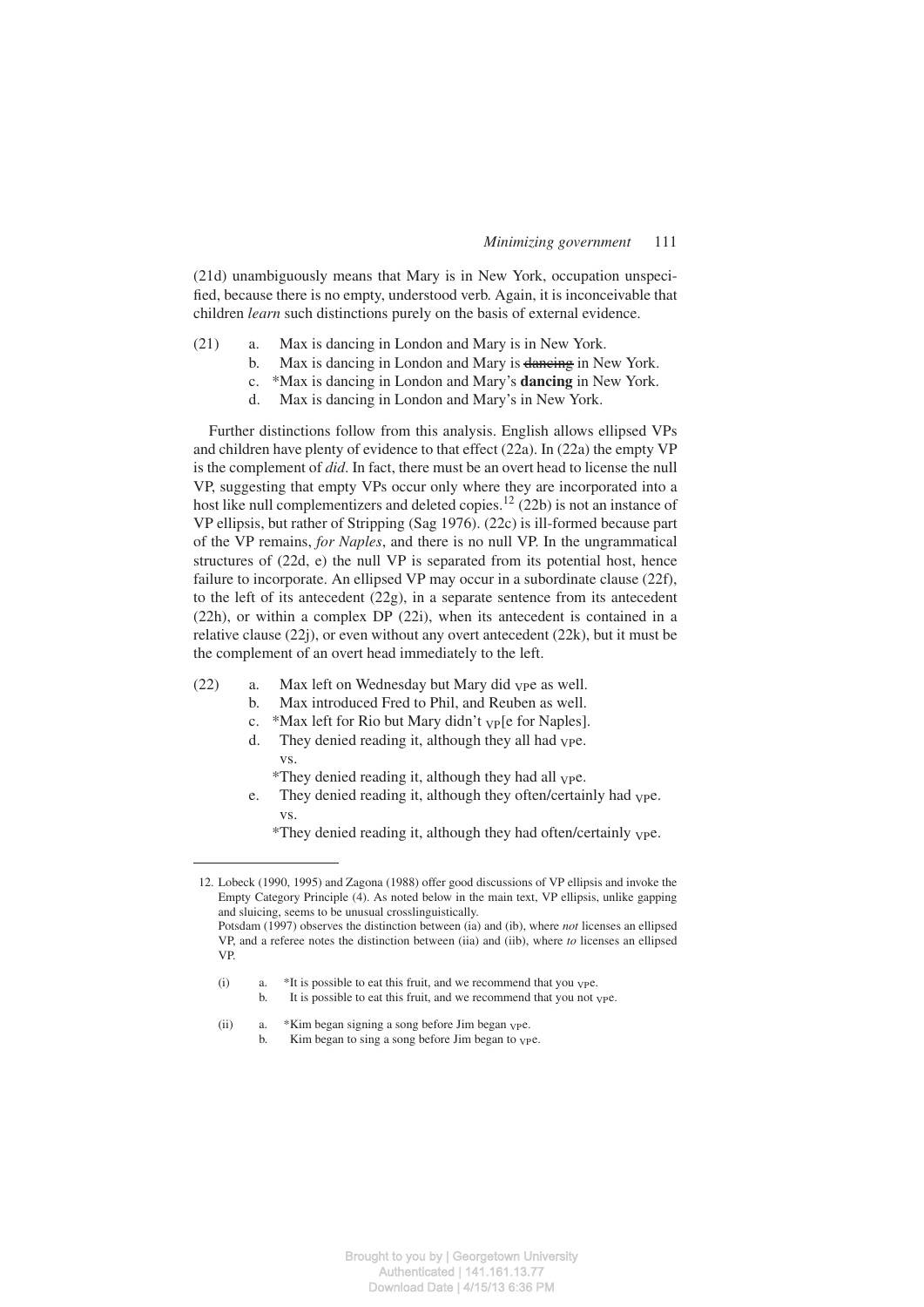(21d) unambiguously means that Mary is in New York, occupation unspecified, because there is no empty, understood verb. Again, it is inconceivable that children *learn* such distinctions purely on the basis of external evidence.

(21) a. Max is dancing in London and Mary is in New York.
  b. Max is dancing in London and Mary is ~~dancing~~ in New York.
  c. *Max is dancing in London and Mary's **dancing** in New York.
  d. Max is dancing in London and Mary's in New York.

Further distinctions follow from this analysis. English allows ellipsed VPs and children have plenty of evidence to that effect (22a). In (22a) the empty VP is the complement of *did*. In fact, there must be an overt head to license the null VP, suggesting that empty VPs occur only where they are incorporated into a host like null complementizers and deleted copies.[12] (22b) is not an instance of VP ellipsis, but rather of Stripping (Sag 1976). (22c) is ill-formed because part of the VP remains, *for Naples*, and there is no null VP. In the ungrammatical structures of (22d, e) the null VP is separated from its potential host, hence failure to incorporate. An ellipsed VP may occur in a subordinate clause (22f), to the left of its antecedent (22g), in a separate sentence from its antecedent (22h), or within a complex DP (22i), when its antecedent is contained in a relative clause (22j), or even without any overt antecedent (22k), but it must be the complement of an overt head immediately to the left.

(22) a. Max left on Wednesday but Mary did $_{\text{VP}}$e as well.
  b. Max introduced Fred to Phil, and Reuben as well.
  c. *Max left for Rio but Mary didn't $_{\text{VP}}$[e for Naples].
  d. They denied reading it, although they all had $_{\text{VP}}$e.
   vs.
   *They denied reading it, although they had all $_{\text{VP}}$e.
  e. They denied reading it, although they often/certainly had $_{\text{VP}}$e.
   vs.
   *They denied reading it, although they had often/certainly $_{\text{VP}}$e.

---

12. Lobeck (1990, 1995) and Zagona (1988) offer good discussions of VP ellipsis and invoke the Empty Category Principle (4). As noted below in the main text, VP ellipsis, unlike gapping and sluicing, seems to be unusual crosslinguistically.
Potsdam (1997) observes the distinction between (ia) and (ib), where *not* licenses an ellipsed VP, and a referee notes the distinction between (iia) and (iib), where *to* licenses an ellipsed VP.

(i) a. *It is possible to eat this fruit, and we recommend that you $_{\text{VP}}$e.
  b. It is possible to eat this fruit, and we recommend that you not $_{\text{VP}}$e.

(ii) a. *Kim began signing a song before Jim began $_{\text{VP}}$e.
  b. Kim began to sing a song before Jim began to $_{\text{VP}}$e.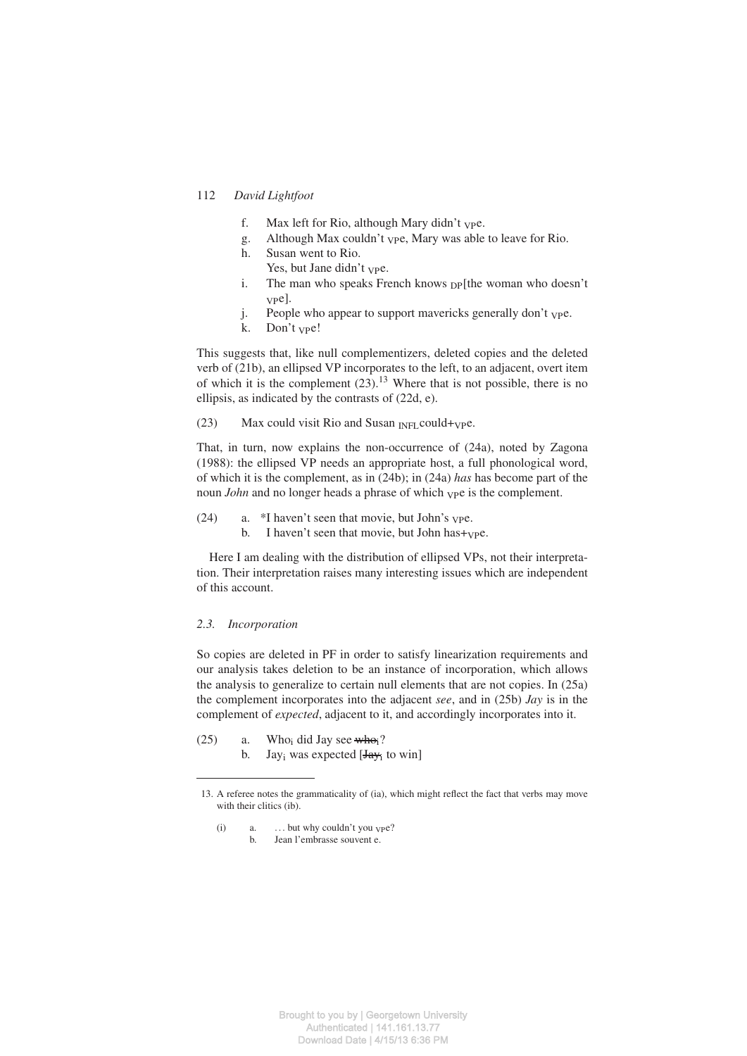f. Max left for Rio, although Mary didn't $_{VP}$e.
g. Although Max couldn't $_{VP}$e, Mary was able to leave for Rio.
h. Susan went to Rio.
   Yes, but Jane didn't $_{VP}$e.
i. The man who speaks French knows $_{DP}$[the woman who doesn't $_{VP}$e].
j. People who appear to support mavericks generally don't $_{VP}$e.
k. Don't $_{VP}$e!

This suggests that, like null complementizers, deleted copies and the deleted verb of (21b), an ellipsed VP incorporates to the left, to an adjacent, overt item of which it is the complement (23).[13] Where that is not possible, there is no ellipsis, as indicated by the contrasts of (22d, e).

(23) Max could visit Rio and Susan $_{INFL}$could+$_{VP}$e.

That, in turn, now explains the non-occurrence of (24a), noted by Zagona (1988): the ellipsed VP needs an appropriate host, a full phonological word, of which it is the complement, as in (24b); in (24a) *has* has become part of the noun *John* and no longer heads a phrase of which $_{VP}$e is the complement.

(24) a. *I haven't seen that movie, but John's $_{VP}$e.
     b. I haven't seen that movie, but John has+$_{VP}$e.

Here I am dealing with the distribution of ellipsed VPs, not their interpretation. Their interpretation raises many interesting issues which are independent of this account.

### 2.3. Incorporation

So copies are deleted in PF in order to satisfy linearization requirements and our analysis takes deletion to be an instance of incorporation, which allows the analysis to generalize to certain null elements that are not copies. In (25a) the complement incorporates into the adjacent *see*, and in (25b) *Jay* is in the complement of *expected*, adjacent to it, and accordingly incorporates into it.

(25) a. Who$_i$ did Jay see ~~who$_i$~~?
     b. Jay$_i$ was expected [~~Jay$_i$~~ to win]

---

13. A referee notes the grammaticality of (ia), which might reflect the fact that verbs may move with their clitics (ib).

(i) a. ... but why couldn't you $_{VP}$e?
    b. Jean l'embrasse souvent e.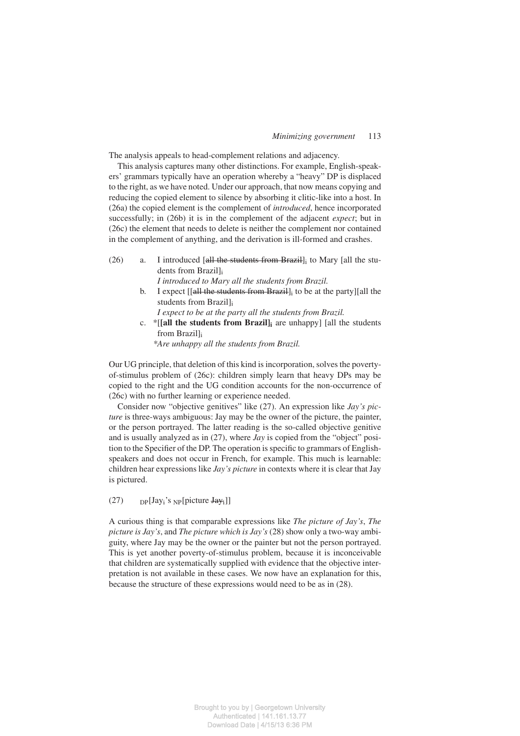The analysis appeals to head-complement relations and adjacency.

This analysis captures many other distinctions. For example, English-speakers' grammars typically have an operation whereby a "heavy" DP is displaced to the right, as we have noted. Under our approach, that now means copying and reducing the copied element to silence by absorbing it clitic-like into a host. In (26a) the copied element is the complement of *introduced*, hence incorporated successfully; in (26b) it is in the complement of the adjacent *expect*; but in (26c) the element that needs to delete is neither the complement nor contained in the complement of anything, and the derivation is ill-formed and crashes.

(26) a. I introduced [~~all the students from Brazil~~]$_i$ to Mary [all the students from Brazil]$_i$
*I introduced to Mary all the students from Brazil.*

b. I expect [[~~all the students from Brazil~~]$_i$ to be at the party][all the students from Brazil]$_i$
*I expect to be at the party all the students from Brazil.*

c. \*[[**all the students from Brazil]$_i$** are unhappy] [all the students from Brazil]$_i$
*\*Are unhappy all the students from Brazil.*

Our UG principle, that deletion of this kind is incorporation, solves the poverty-of-stimulus problem of (26c): children simply learn that heavy DPs may be copied to the right and the UG condition accounts for the non-occurrence of (26c) with no further learning or experience needed.

Consider now "objective genitives" like (27). An expression like *Jay's picture* is three-ways ambiguous: Jay may be the owner of the picture, the painter, or the person portrayed. The latter reading is the so-called objective genitive and is usually analyzed as in (27), where *Jay* is copied from the "object" position to the Specifier of the DP. The operation is specific to grammars of English-speakers and does not occur in French, for example. This much is learnable: children hear expressions like *Jay's picture* in contexts where it is clear that Jay is pictured.

(27) $_{DP}$[Jay$_i$'s $_{NP}$[picture ~~Jay~~$_i$]]

A curious thing is that comparable expressions like *The picture of Jay's*, *The picture is Jay's*, and *The picture which is Jay's* (28) show only a two-way ambiguity, where Jay may be the owner or the painter but not the person portrayed. This is yet another poverty-of-stimulus problem, because it is inconceivable that children are systematically supplied with evidence that the objective interpretation is not available in these cases. We now have an explanation for this, because the structure of these expressions would need to be as in (28).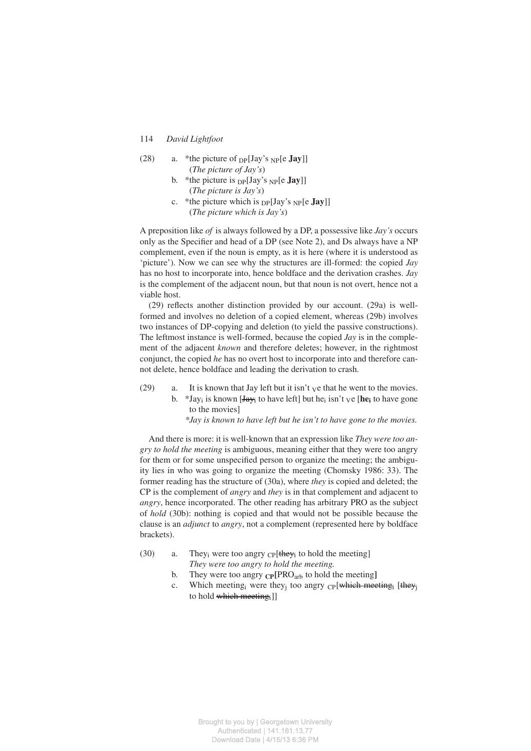(28) a. *the picture of $_{DP}$[Jay's $_{NP}$[e **Jay**]]
(*The picture of Jay's*)
b. *the picture is $_{DP}$[Jay's $_{NP}$[e **Jay**]]
(*The picture is Jay's*)
c. *the picture which is $_{DP}$[Jay's $_{NP}$[e **Jay**]]
(*The picture which is Jay's*)

A preposition like *of* is always followed by a DP, a possessive like *Jay's* occurs only as the Specifier and head of a DP (see Note 2), and Ds always have a NP complement, even if the noun is empty, as it is here (where it is understood as 'picture'). Now we can see why the structures are ill-formed: the copied *Jay* has no host to incorporate into, hence boldface and the derivation crashes. *Jay* is the complement of the adjacent noun, but that noun is not overt, hence not a viable host.

(29) reflects another distinction provided by our account. (29a) is well-formed and involves no deletion of a copied element, whereas (29b) involves two instances of DP-copying and deletion (to yield the passive constructions). The leftmost instance is well-formed, because the copied *Jay* is in the complement of the adjacent *known* and therefore deletes; however, in the rightmost conjunct, the copied *he* has no overt host to incorporate into and therefore cannot delete, hence boldface and leading the derivation to crash.

(29) a. It is known that Jay left but it isn't $_{V}$e that he went to the movies.
b. *Jay$_i$ is known [~~Jay$_i$~~ to have left] but he$_i$ isn't $_{V}$e [**he$_i$** to have gone to the movies]
*\*Jay is known to have left but he isn't to have gone to the movies.*

And there is more: it is well-known that an expression like *They were too angry to hold the meeting* is ambiguous, meaning either that they were too angry for them or for some unspecified person to organize the meeting; the ambiguity lies in who was going to organize the meeting (Chomsky 1986: 33). The former reading has the structure of (30a), where *they* is copied and deleted; the CP is the complement of *angry* and *they* is in that complement and adjacent to *angry*, hence incorporated. The other reading has arbitrary PRO as the subject of *hold* (30b): nothing is copied and that would not be possible because the clause is an *adjunct* to *angry*, not a complement (represented here by boldface brackets).

(30) a. They$_i$ were too angry $_{CP}$[~~they$_i$~~ to hold the meeting]
*They were too angry to hold the meeting.*
b. They were too angry $_{\mathbf{CP}}$**[**PRO$_{arb}$ to hold the meeting**]**
c. Which meeting$_i$ were they$_j$ too angry $_{CP}$[~~which meeting$_i$~~ [~~they$_j$~~ to hold ~~which meeting$_i$~~]]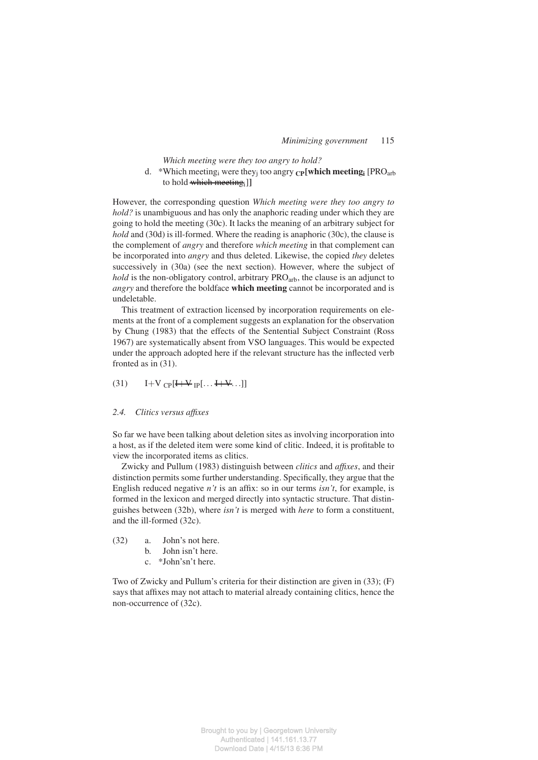*Which meeting were they too angry to hold?*

d. *Which meeting$_i$ were they$_j$ too angry $_{CP}$**[which meeting$_i$** [PRO$_{arb}$ to hold ~~which meeting$_i$~~]]

However, the corresponding question *Which meeting were they too angry to hold?* is unambiguous and has only the anaphoric reading under which they are going to hold the meeting (30c). It lacks the meaning of an arbitrary subject for *hold* and (30d) is ill-formed. Where the reading is anaphoric (30c), the clause is the complement of *angry* and therefore *which meeting* in that complement can be incorporated into *angry* and thus deleted. Likewise, the copied *they* deletes successively in (30a) (see the next section). However, where the subject of *hold* is the non-obligatory control, arbitrary PRO$_{arb}$, the clause is an adjunct to *angry* and therefore the boldface **which meeting** cannot be incorporated and is undeletable.

This treatment of extraction licensed by incorporation requirements on elements at the front of a complement suggests an explanation for the observation by Chung (1983) that the effects of the Sentential Subject Constraint (Ross 1967) are systematically absent from VSO languages. This would be expected under the approach adopted here if the relevant structure has the inflected verb fronted as in (31).

(31) I+V $_{CP}$[~~I+V~~ $_{IP}$[... ~~I+V~~ ...]]

### 2.4. Clitics versus affixes

So far we have been talking about deletion sites as involving incorporation into a host, as if the deleted item were some kind of clitic. Indeed, it is profitable to view the incorporated items as clitics.

Zwicky and Pullum (1983) distinguish between *clitics* and *affixes*, and their distinction permits some further understanding. Specifically, they argue that the English reduced negative *n't* is an affix: so in our terms *isn't*, for example, is formed in the lexicon and merged directly into syntactic structure. That distinguishes between (32b), where *isn't* is merged with *here* to form a constituent, and the ill-formed (32c).

(32) a. John's not here.
b. John isn't here.
c. *John'sn't here.

Two of Zwicky and Pullum's criteria for their distinction are given in (33); (F) says that affixes may not attach to material already containing clitics, hence the non-occurrence of (32c).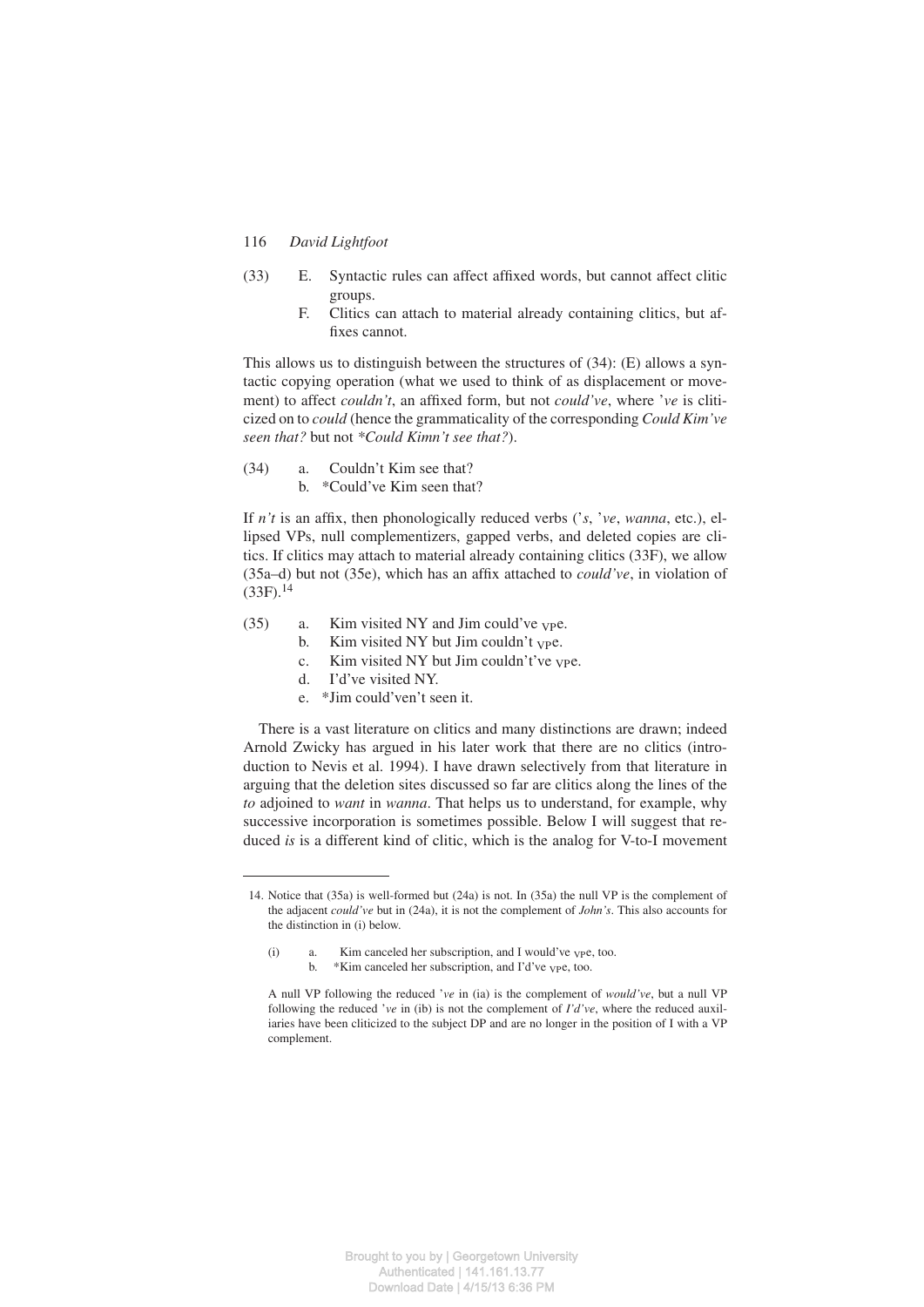(33) E. Syntactic rules can affect affixed words, but cannot affect clitic groups.

F. Clitics can attach to material already containing clitics, but affixes cannot.

This allows us to distinguish between the structures of (34): (E) allows a syntactic copying operation (what we used to think of as displacement or movement) to affect *couldn't*, an affixed form, but not *could've*, where *'ve* is cliticized on to *could* (hence the grammaticality of the corresponding *Could Kim've seen that?* but not **Could Kimn't see that?*).

(34) a. Couldn't Kim see that?

b. *Could've Kim seen that?

If *n't* is an affix, then phonologically reduced verbs (*'s*, *'ve*, *wanna*, etc.), ellipsed VPs, null complementizers, gapped verbs, and deleted copies are clitics. If clitics may attach to material already containing clitics (33F), we allow (35a–d) but not (35e), which has an affix attached to *could've*, in violation of (33F).[14]

(35) a. Kim visited NY and Jim could've $_{\text{VP}}$e.

b. Kim visited NY but Jim couldn't $_{\text{VP}}$e.

c. Kim visited NY but Jim couldn't've $_{\text{VP}}$e.

d. I'd've visited NY.

e. *Jim could'ven't seen it.

There is a vast literature on clitics and many distinctions are drawn; indeed Arnold Zwicky has argued in his later work that there are no clitics (introduction to Nevis et al. 1994). I have drawn selectively from that literature in arguing that the deletion sites discussed so far are clitics along the lines of the *to* adjoined to *want* in *wanna*. That helps us to understand, for example, why successive incorporation is sometimes possible. Below I will suggest that reduced *is* is a different kind of clitic, which is the analog for V-to-I movement

---

14. Notice that (35a) is well-formed but (24a) is not. In (35a) the null VP is the complement of the adjacent *could've* but in (24a), it is not the complement of *John's*. This also accounts for the distinction in (i) below.

(i) a. Kim canceled her subscription, and I would've $_{\text{VP}}$e, too.

b. *Kim canceled her subscription, and I'd've $_{\text{VP}}$e, too.

A null VP following the reduced *'ve* in (ia) is the complement of *would've*, but a null VP following the reduced *'ve* in (ib) is not the complement of *I'd've*, where the reduced auxiliaries have been cliticized to the subject DP and are no longer in the position of I with a VP complement.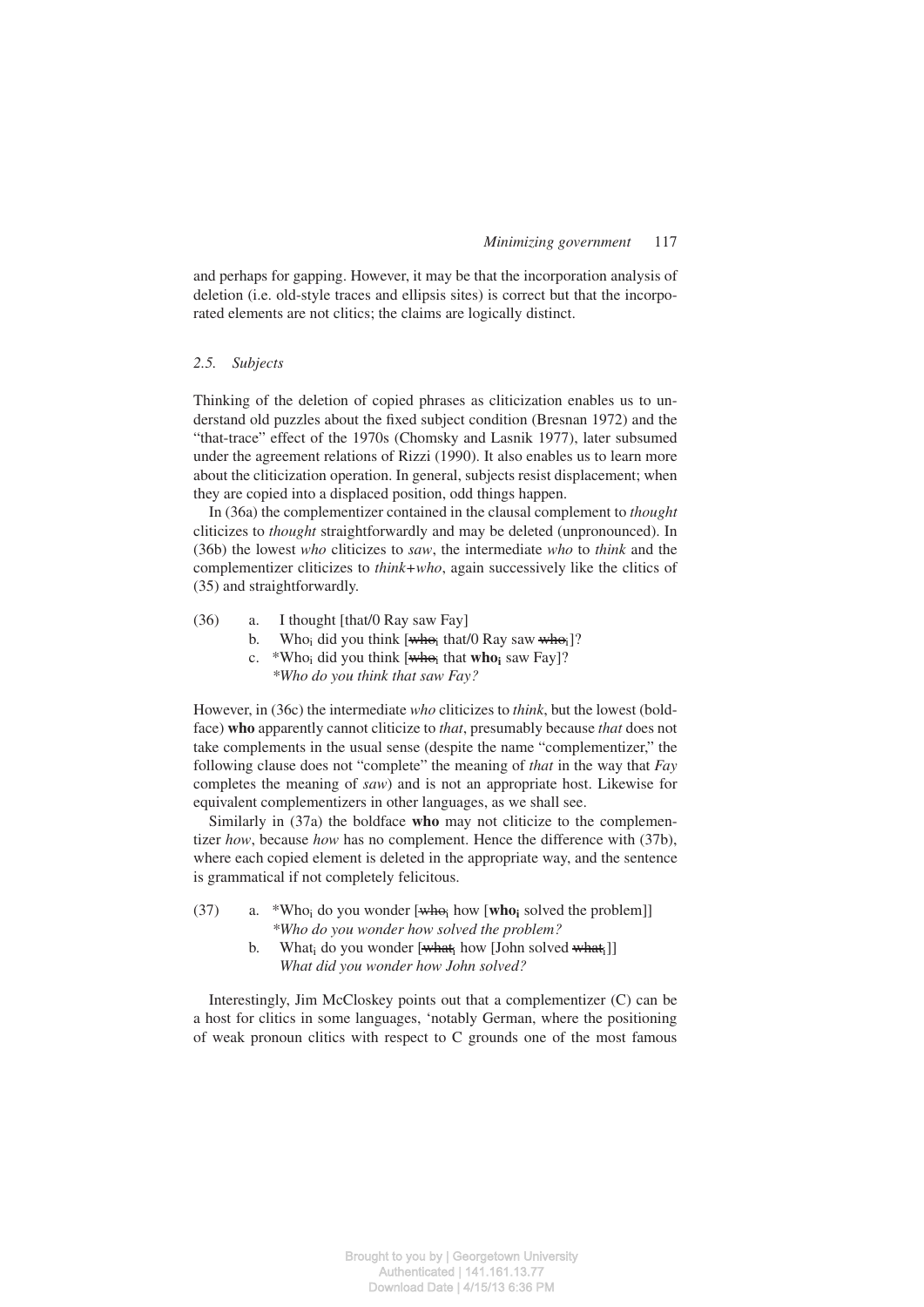and perhaps for gapping. However, it may be that the incorporation analysis of deletion (i.e. old-style traces and ellipsis sites) is correct but that the incorporated elements are not clitics; the claims are logically distinct.

### *2.5. Subjects*

Thinking of the deletion of copied phrases as cliticization enables us to understand old puzzles about the fixed subject condition (Bresnan 1972) and the "that-trace" effect of the 1970s (Chomsky and Lasnik 1977), later subsumed under the agreement relations of Rizzi (1990). It also enables us to learn more about the cliticization operation. In general, subjects resist displacement; when they are copied into a displaced position, odd things happen.

In (36a) the complementizer contained in the clausal complement to *thought* cliticizes to *thought* straightforwardly and may be deleted (unpronounced). In (36b) the lowest *who* cliticizes to *saw*, the intermediate *who* to *think* and the complementizer cliticizes to *think+who*, again successively like the clitics of (35) and straightforwardly.

(36) a. I thought [that/0 Ray saw Fay]

b. Who$_i$ did you think [~~who$_i$~~ that/0 Ray saw ~~who$_i$~~]?

c. *Who$_i$ did you think [~~who$_i$~~ that **who$_i$** saw Fay]?
*\*Who do you think that saw Fay?*

However, in (36c) the intermediate *who* cliticizes to *think*, but the lowest (boldface) **who** apparently cannot cliticize to *that*, presumably because *that* does not take complements in the usual sense (despite the name "complementizer," the following clause does not "complete" the meaning of *that* in the way that *Fay* completes the meaning of *saw*) and is not an appropriate host. Likewise for equivalent complementizers in other languages, as we shall see.

Similarly in (37a) the boldface **who** may not cliticize to the complementizer *how*, because *how* has no complement. Hence the difference with (37b), where each copied element is deleted in the appropriate way, and the sentence is grammatical if not completely felicitous.

(37) a. *Who$_i$ do you wonder [~~who$_i$~~ how [**who$_i$** solved the problem]]
*\*Who do you wonder how solved the problem?*

b. What$_i$ do you wonder [~~what$_i$~~ how [John solved ~~what$_i$~~]]
*What did you wonder how John solved?*

Interestingly, Jim McCloskey points out that a complementizer (C) can be a host for clitics in some languages, 'notably German, where the positioning of weak pronoun clitics with respect to C grounds one of the most famous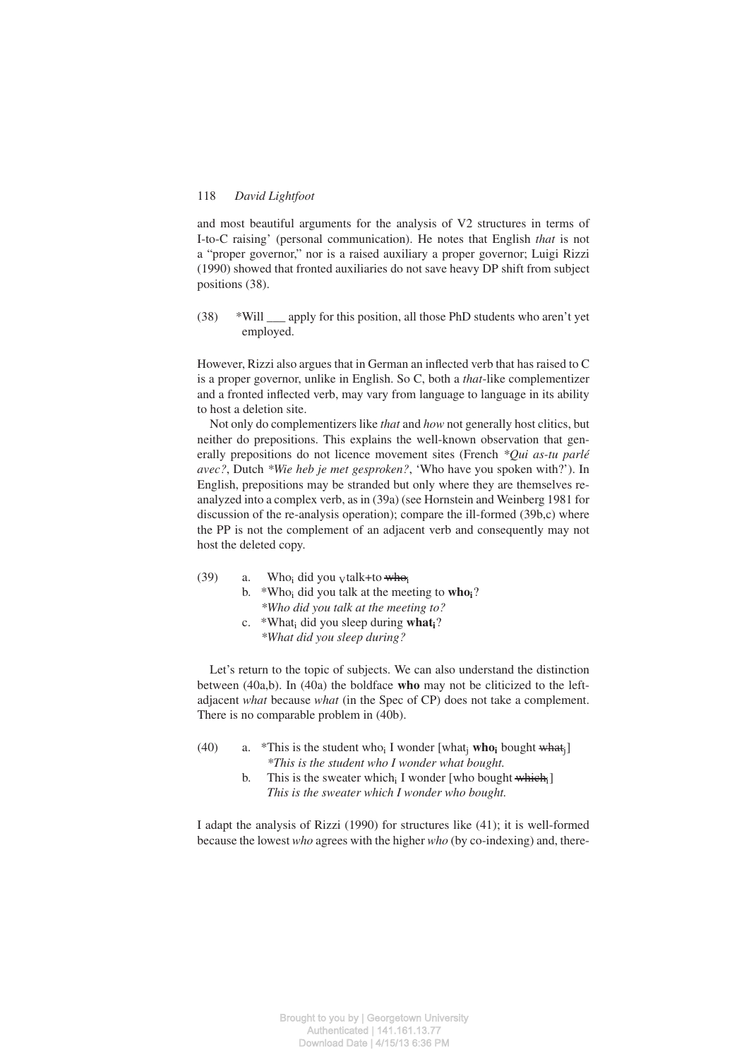and most beautiful arguments for the analysis of V2 structures in terms of I-to-C raising' (personal communication). He notes that English *that* is not a "proper governor," nor is a raised auxiliary a proper governor; Luigi Rizzi (1990) showed that fronted auxiliaries do not save heavy DP shift from subject positions (38).

(38) *Will ___ apply for this position, all those PhD students who aren't yet employed.

However, Rizzi also argues that in German an inflected verb that has raised to C is a proper governor, unlike in English. So C, both a *that*-like complementizer and a fronted inflected verb, may vary from language to language in its ability to host a deletion site.

Not only do complementizers like *that* and *how* not generally host clitics, but neither do prepositions. This explains the well-known observation that generally prepositions do not licence movement sites (French *\*Qui as-tu parlé avec?*, Dutch *\*Wie heb je met gesproken?*, 'Who have you spoken with?'). In English, prepositions may be stranded but only where they are themselves reanalyzed into a complex verb, as in (39a) (see Hornstein and Weinberg 1981 for discussion of the re-analysis operation); compare the ill-formed (39b,c) where the PP is not the complement of an adjacent verb and consequently may not host the deleted copy.

(39) a. Who$_i$ did you $_V$talk+to ~~who$_i$~~
b. *Who$_i$ did you talk at the meeting to **who$_i$**?
*\*Who did you talk at the meeting to?*
c. *What$_i$ did you sleep during **what$_i$**?
*\*What did you sleep during?*

Let's return to the topic of subjects. We can also understand the distinction between (40a,b). In (40a) the boldface **who** may not be cliticized to the left-adjacent *what* because *what* (in the Spec of CP) does not take a complement. There is no comparable problem in (40b).

(40) a. *This is the student who$_i$ I wonder [what$_j$ **who$_i$** bought ~~what$_j$~~]
*\*This is the student who I wonder what bought.*
b. This is the sweater which$_i$ I wonder [who bought ~~which$_i$~~]
*This is the sweater which I wonder who bought.*

I adapt the analysis of Rizzi (1990) for structures like (41); it is well-formed because the lowest *who* agrees with the higher *who* (by co-indexing) and, there-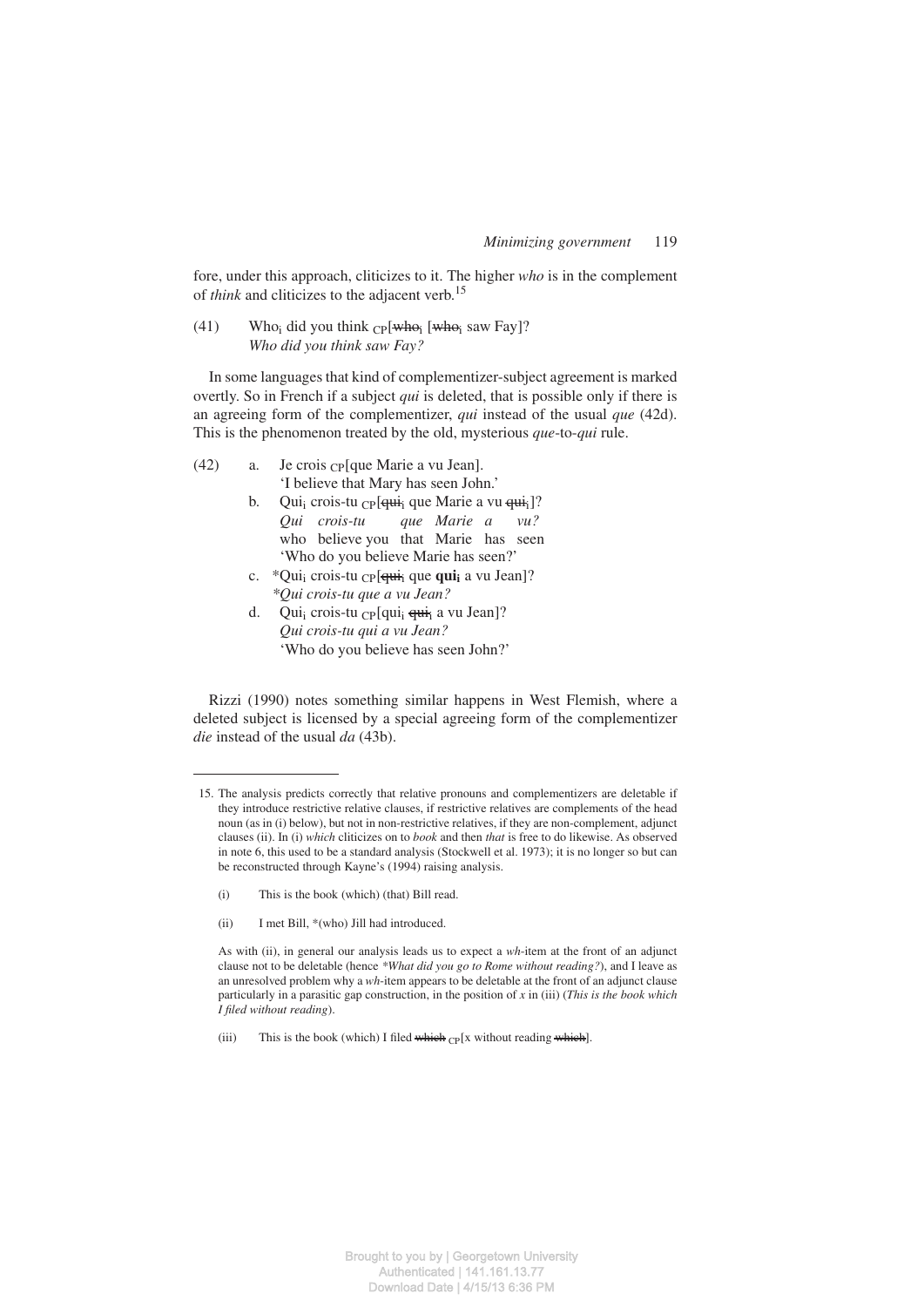fore, under this approach, cliticizes to it. The higher *who* is in the complement of *think* and cliticizes to the adjacent verb.[15]

(41) Who$_i$ did you think $_{CP}$[~~who$_i$~~ [~~who$_i$~~ saw Fay]?
*Who did you think saw Fay?*

In some languages that kind of complementizer-subject agreement is marked overtly. So in French if a subject *qui* is deleted, that is possible only if there is an agreeing form of the complementizer, *qui* instead of the usual *que* (42d). This is the phenomenon treated by the old, mysterious *que*-to-*qui* rule.

(42) a. Je crois $_{CP}$[que Marie a vu Jean].
'I believe that Mary has seen John.'

b. Qui$_i$ crois-tu $_{CP}$[~~qui$_i$~~ que Marie a vu ~~qui$_i$~~]?
*Qui crois-tu que Marie a vu?*
who believe you that Marie has seen
'Who do you believe Marie has seen?'

c. *Qui$_i$ crois-tu $_{CP}$[~~qui$_i$~~ que **qui$_i$** a vu Jean]?
**Qui crois-tu que a vu Jean?*

d. Qui$_i$ crois-tu $_{CP}$[qui$_i$ ~~qui$_i$~~ a vu Jean]?
*Qui crois-tu qui a vu Jean?*
'Who do you believe has seen John?'

Rizzi (1990) notes something similar happens in West Flemish, where a deleted subject is licensed by a special agreeing form of the complementizer *die* instead of the usual *da* (43b).

---

15. The analysis predicts correctly that relative pronouns and complementizers are deletable if they introduce restrictive relative clauses, if restrictive relatives are complements of the head noun (as in (i) below), but not in non-restrictive relatives, if they are non-complement, adjunct clauses (ii). In (i) *which* cliticizes on to *book* and then *that* is free to do likewise. As observed in note 6, this used to be a standard analysis (Stockwell et al. 1973); it is no longer so but can be reconstructed through Kayne's (1994) raising analysis.

(i) This is the book (which) (that) Bill read.

(ii) I met Bill, *(who) Jill had introduced.

As with (ii), in general our analysis leads us to expect a *wh*-item at the front of an adjunct clause not to be deletable (hence **What did you go to Rome without reading?*), and I leave as an unresolved problem why a *wh*-item appears to be deletable at the front of an adjunct clause particularly in a parasitic gap construction, in the position of *x* in (iii) (*This is the book which I filed without reading*).

(iii) This is the book (which) I filed ~~which~~ $_{CP}$[x without reading ~~which~~].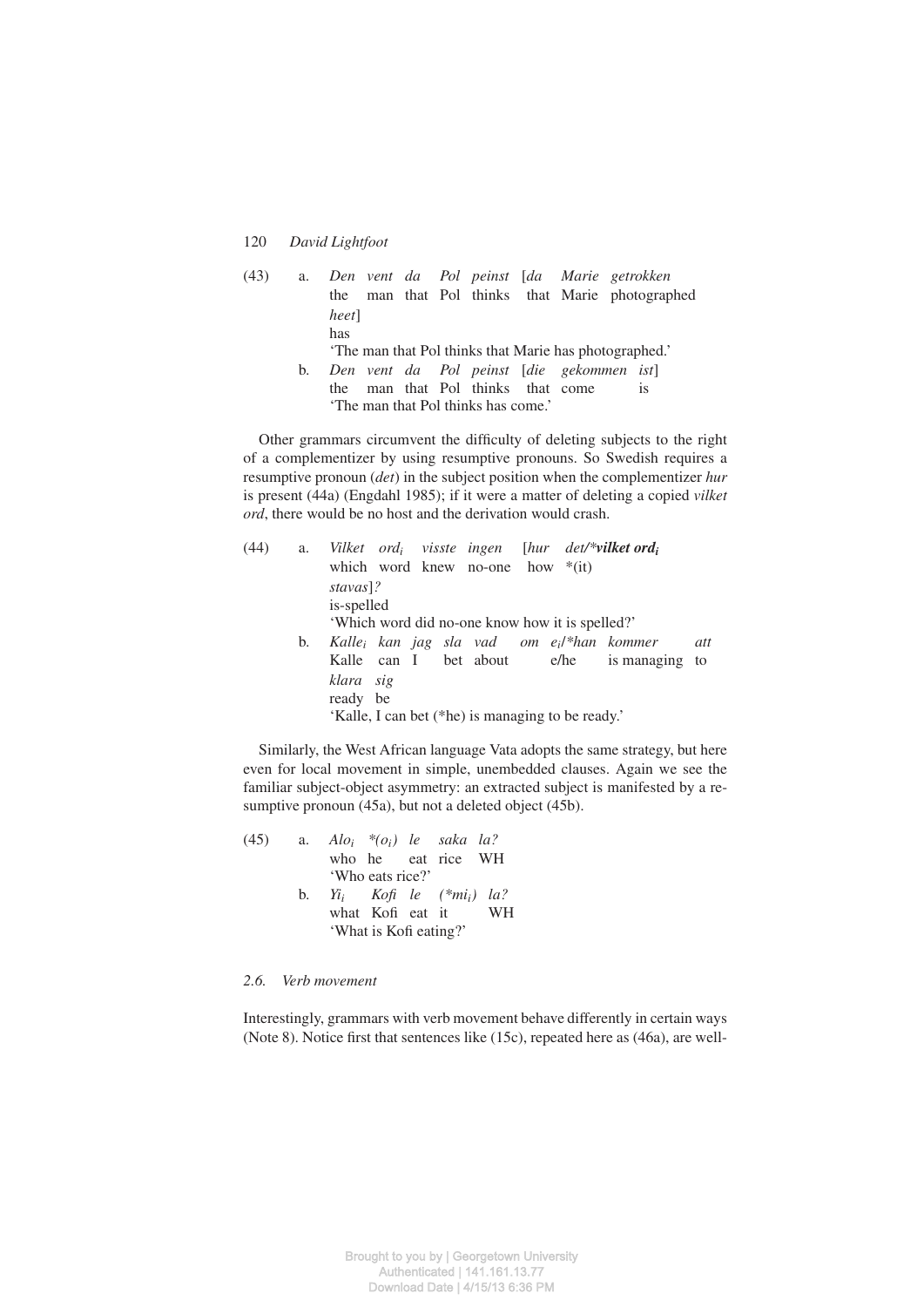(43) a. *Den vent da Pol peinst* [*da Marie getrokken heet*]
the man that Pol thinks that Marie photographed has
'The man that Pol thinks that Marie has photographed.'

b. *Den vent da Pol peinst* [*die gekommen ist*]
the man that Pol thinks that come is
'The man that Pol thinks has come.'

Other grammars circumvent the difficulty of deleting subjects to the right of a complementizer by using resumptive pronouns. So Swedish requires a resumptive pronoun (*det*) in the subject position when the complementizer *hur* is present (44a) (Engdahl 1985); if it were a matter of deleting a copied *vilket ord*, there would be no host and the derivation would crash.

(44) a. *Vilket ord$_i$ visste ingen* [*hur det/\****vilket ord$_i$*** *stavas*]*?*
which word knew no-one how \*(it) is-spelled
'Which word did no-one know how it is spelled?'

b. *Kalle$_i$ kan jag sla vad om e$_i$/\*han kommer att klara sig*
Kalle can I bet about e/he is managing to ready be
'Kalle, I can bet (\*he) is managing to be ready.'

Similarly, the West African language Vata adopts the same strategy, but here even for local movement in simple, unembedded clauses. Again we see the familiar subject-object asymmetry: an extracted subject is manifested by a resumptive pronoun (45a), but not a deleted object (45b).

(45) a. *Alo$_i$ \*(o$_i$) le saka la?*
who he eat rice WH
'Who eats rice?'

b. *Yi$_i$ Kofi le (\*mi$_i$) la?*
what Kofi eat it WH
'What is Kofi eating?'

### *2.6. Verb movement*

Interestingly, grammars with verb movement behave differently in certain ways (Note 8). Notice first that sentences like (15c), repeated here as (46a), are well-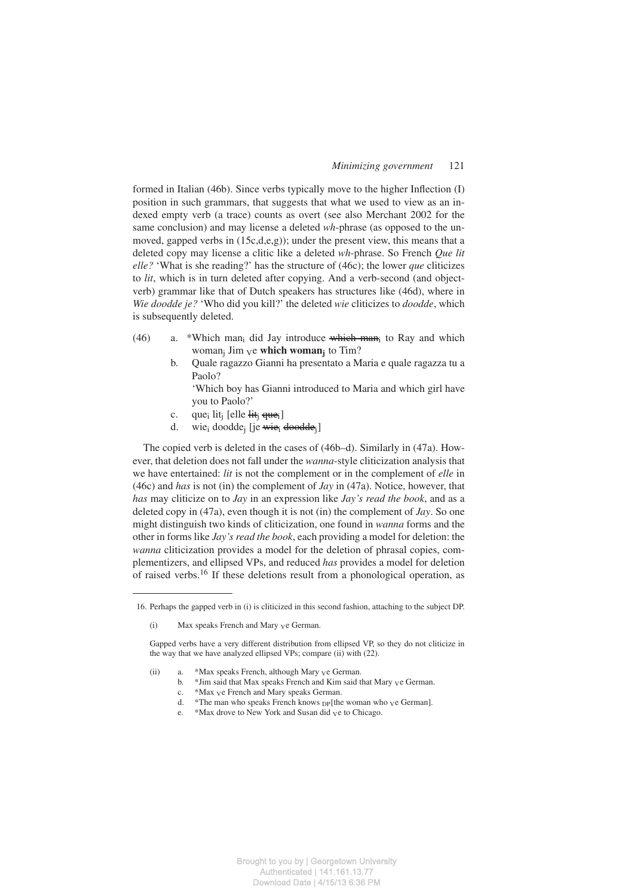formed in Italian (46b). Since verbs typically move to the higher Inflection (I) position in such grammars, that suggests that what we used to view as an indexed empty verb (a trace) counts as overt (see also Merchant 2002 for the same conclusion) and may license a deleted *wh*-phrase (as opposed to the unmoved, gapped verbs in (15c,d,e,g)); under the present view, this means that a deleted copy may license a clitic like a deleted *wh*-phrase. So French *Que lit elle?* 'What is she reading?' has the structure of (46c); the lower *que* cliticizes to *lit*, which is in turn deleted after copying. And a verb-second (and object-verb) grammar like that of Dutch speakers has structures like (46d), where in *Wie doodde je?* 'Who did you kill?' the deleted *wie* cliticizes to *doodde*, which is subsequently deleted.

(46) a. *Which $\text{man}_i$ did Jay introduce ~~which $\text{man}_i$~~ to Ray and which $\text{woman}_j$ Jim $_{V}$e **which $\text{woman}_j$** to Tim?
b. Quale ragazzo Gianni ha presentato a Maria e quale ragazza tu a Paolo?
'Which boy has Gianni introduced to Maria and which girl have you to Paolo?'
c. $\text{que}_i$ $\text{lit}_j$ [elle ~~$\text{lit}_j$~~ ~~$\text{que}_i$~~]
d. $\text{wie}_i$ $\text{doodde}_j$ [je ~~$\text{wie}_i$~~ ~~$\text{doodde}_j$~~]

The copied verb is deleted in the cases of (46b–d). Similarly in (47a). However, that deletion does not fall under the *wanna*-style cliticization analysis that we have entertained: *lit* is not the complement or in the complement of *elle* in (46c) and *has* is not (in) the complement of *Jay* in (47a). Notice, however, that *has* may cliticize on to *Jay* in an expression like *Jay's read the book*, and as a deleted copy in (47a), even though it is not (in) the complement of *Jay*. So one might distinguish two kinds of cliticization, one found in *wanna* forms and the other in forms like *Jay's read the book*, each providing a model for deletion: the *wanna* cliticization provides a model for the deletion of phrasal copies, complementizers, and ellipsed VPs, and reduced *has* provides a model for deletion of raised verbs.[16] If these deletions result from a phonological operation, as

---

16. Perhaps the gapped verb in (i) is cliticized in this second fashion, attaching to the subject DP.

(i) Max speaks French and Mary $_{V}$e German.

Gapped verbs have a very different distribution from ellipsed VP, so they do not cliticize in the way that we have analyzed ellipsed VPs; compare (ii) with (22).

(ii) a. *Max speaks French, although Mary $_{V}$e German.
b. *Jim said that Max speaks French and Kim said that Mary $_{V}$e German.
c. *Max $_{V}$e French and Mary speaks German.
d. *The man who speaks French knows $_{DP}$[the woman who $_{V}$e German].
e. *Max drove to New York and Susan did $_{V}$e to Chicago.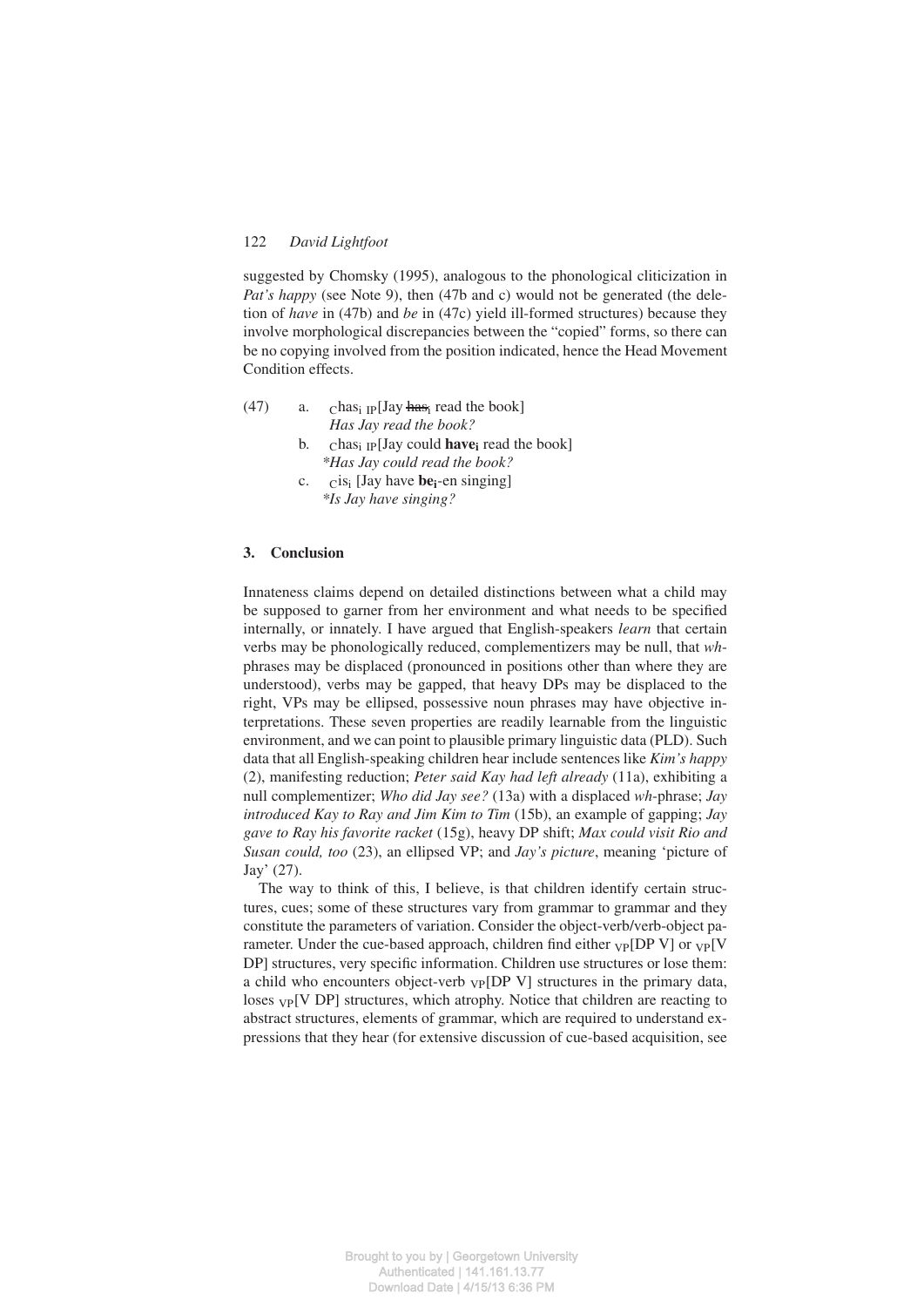suggested by Chomsky (1995), analogous to the phonological cliticization in *Pat's happy* (see Note 9), then (47b and c) would not be generated (the deletion of *have* in (47b) and *be* in (47c) yield ill-formed structures) because they involve morphological discrepancies between the "copied" forms, so there can be no copying involved from the position indicated, hence the Head Movement Condition effects.

(47) a. $_{C}$has$_{i}$ $_{IP}$[Jay ~~has$_{i}$~~ read the book]
*Has Jay read the book?*

b. $_{C}$has$_{i}$ $_{IP}$[Jay could **have$_{i}$** read the book]
*\*Has Jay could read the book?*

c. $_{C}$is$_{i}$ [Jay have **be$_{i}$**-en singing]
*\*Is Jay have singing?*

## 3. Conclusion

Innateness claims depend on detailed distinctions between what a child may be supposed to garner from her environment and what needs to be specified internally, or innately. I have argued that English-speakers *learn* that certain verbs may be phonologically reduced, complementizers may be null, that *wh*-phrases may be displaced (pronounced in positions other than where they are understood), verbs may be gapped, that heavy DPs may be displaced to the right, VPs may be ellipsed, possessive noun phrases may have objective interpretations. These seven properties are readily learnable from the linguistic environment, and we can point to plausible primary linguistic data (PLD). Such data that all English-speaking children hear include sentences like *Kim's happy* (2), manifesting reduction; *Peter said Kay had left already* (11a), exhibiting a null complementizer; *Who did Jay see?* (13a) with a displaced *wh*-phrase; *Jay introduced Kay to Ray and Jim Kim to Tim* (15b), an example of gapping; *Jay gave to Ray his favorite racket* (15g), heavy DP shift; *Max could visit Rio and Susan could, too* (23), an ellipsed VP; and *Jay's picture*, meaning 'picture of Jay' (27).

The way to think of this, I believe, is that children identify certain structures, cues; some of these structures vary from grammar to grammar and they constitute the parameters of variation. Consider the object-verb/verb-object parameter. Under the cue-based approach, children find either $_{VP}$[DP V] or $_{VP}$[V DP] structures, very specific information. Children use structures or lose them: a child who encounters object-verb $_{VP}$[DP V] structures in the primary data, loses $_{VP}$[V DP] structures, which atrophy. Notice that children are reacting to abstract structures, elements of grammar, which are required to understand expressions that they hear (for extensive discussion of cue-based acquisition, see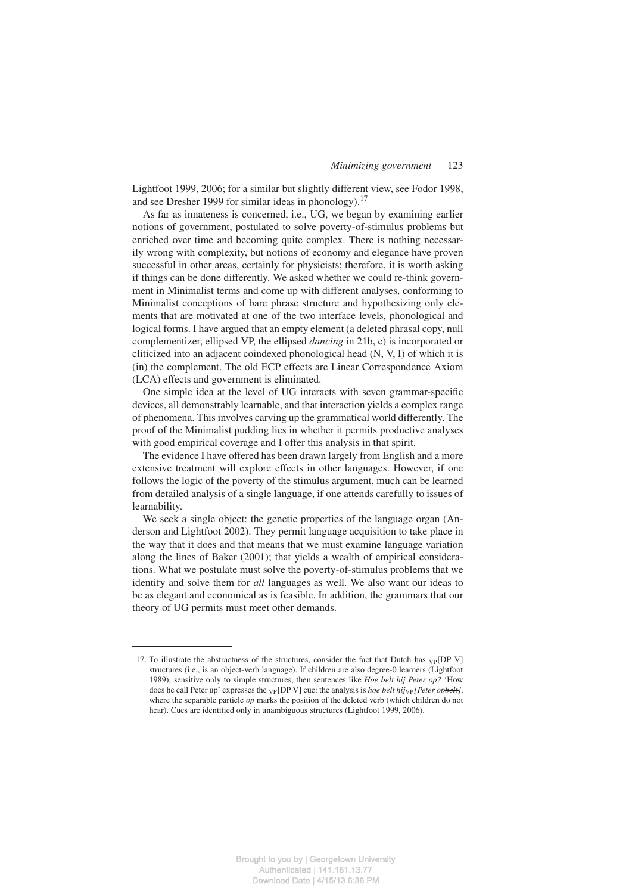Lightfoot 1999, 2006; for a similar but slightly different view, see Fodor 1998, and see Dresher 1999 for similar ideas in phonology).[17]

As far as innateness is concerned, i.e., UG, we began by examining earlier notions of government, postulated to solve poverty-of-stimulus problems but enriched over time and becoming quite complex. There is nothing necessarily wrong with complexity, but notions of economy and elegance have proven successful in other areas, certainly for physicists; therefore, it is worth asking if things can be done differently. We asked whether we could re-think government in Minimalist terms and come up with different analyses, conforming to Minimalist conceptions of bare phrase structure and hypothesizing only elements that are motivated at one of the two interface levels, phonological and logical forms. I have argued that an empty element (a deleted phrasal copy, null complementizer, ellipsed VP, the ellipsed *dancing* in 21b, c) is incorporated or cliticized into an adjacent coindexed phonological head (N, V, I) of which it is (in) the complement. The old ECP effects are Linear Correspondence Axiom (LCA) effects and government is eliminated.

One simple idea at the level of UG interacts with seven grammar-specific devices, all demonstrably learnable, and that interaction yields a complex range of phenomena. This involves carving up the grammatical world differently. The proof of the Minimalist pudding lies in whether it permits productive analyses with good empirical coverage and I offer this analysis in that spirit.

The evidence I have offered has been drawn largely from English and a more extensive treatment will explore effects in other languages. However, if one follows the logic of the poverty of the stimulus argument, much can be learned from detailed analysis of a single language, if one attends carefully to issues of learnability.

We seek a single object: the genetic properties of the language organ (Anderson and Lightfoot 2002). They permit language acquisition to take place in the way that it does and that means that we must examine language variation along the lines of Baker (2001); that yields a wealth of empirical considerations. What we postulate must solve the poverty-of-stimulus problems that we identify and solve them for *all* languages as well. We also want our ideas to be as elegant and economical as is feasible. In addition, the grammars that our theory of UG permits must meet other demands.

---

17. To illustrate the abstractness of the structures, consider the fact that Dutch has $_{\text{VP}}$[DP V] structures (i.e., is an object-verb language). If children are also degree-0 learners (Lightfoot 1989), sensitive only to simple structures, then sentences like *Hoe belt hij Peter op?* 'How does he call Peter up' expresses the $_{\text{VP}}$[DP V] cue: the analysis is *hoe belt hij*$_{\text{VP}}$*[Peter op~~belt~~]*, where the separable particle *op* marks the position of the deleted verb (which children do not hear). Cues are identified only in unambiguous structures (Lightfoot 1999, 2006).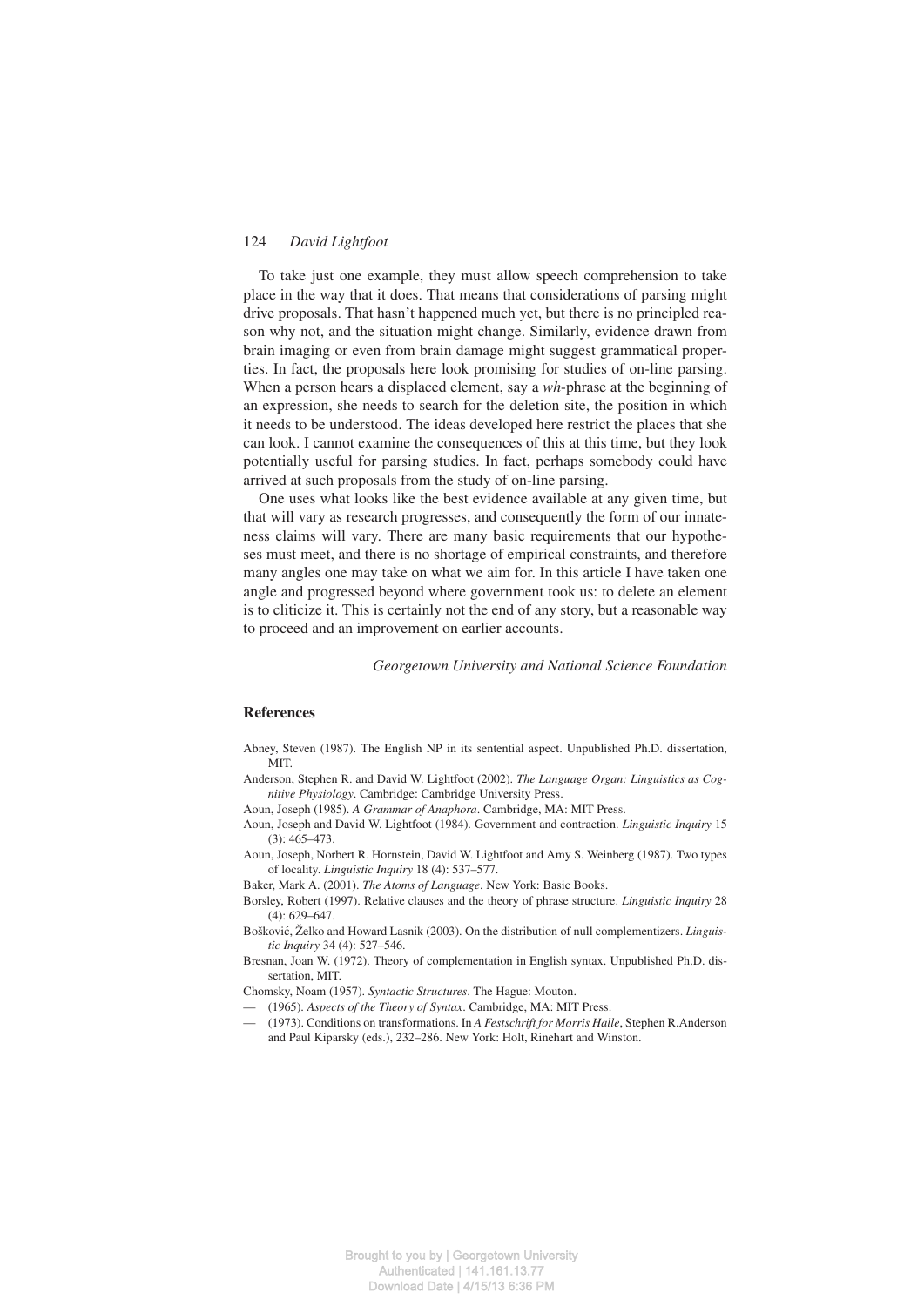To take just one example, they must allow speech comprehension to take place in the way that it does. That means that considerations of parsing might drive proposals. That hasn't happened much yet, but there is no principled reason why not, and the situation might change. Similarly, evidence drawn from brain imaging or even from brain damage might suggest grammatical properties. In fact, the proposals here look promising for studies of on-line parsing. When a person hears a displaced element, say a *wh*-phrase at the beginning of an expression, she needs to search for the deletion site, the position in which it needs to be understood. The ideas developed here restrict the places that she can look. I cannot examine the consequences of this at this time, but they look potentially useful for parsing studies. In fact, perhaps somebody could have arrived at such proposals from the study of on-line parsing.

One uses what looks like the best evidence available at any given time, but that will vary as research progresses, and consequently the form of our innateness claims will vary. There are many basic requirements that our hypotheses must meet, and there is no shortage of empirical constraints, and therefore many angles one may take on what we aim for. In this article I have taken one angle and progressed beyond where government took us: to delete an element is to cliticize it. This is certainly not the end of any story, but a reasonable way to proceed and an improvement on earlier accounts.

*Georgetown University and National Science Foundation*

## References

Abney, Steven (1987). The English NP in its sentential aspect. Unpublished Ph.D. dissertation, MIT.

Anderson, Stephen R. and David W. Lightfoot (2002). *The Language Organ: Linguistics as Cognitive Physiology*. Cambridge: Cambridge University Press.

Aoun, Joseph (1985). *A Grammar of Anaphora*. Cambridge, MA: MIT Press.

Aoun, Joseph and David W. Lightfoot (1984). Government and contraction. *Linguistic Inquiry* 15 (3): 465–473.

Aoun, Joseph, Norbert R. Hornstein, David W. Lightfoot and Amy S. Weinberg (1987). Two types of locality. *Linguistic Inquiry* 18 (4): 537–577.

Baker, Mark A. (2001). *The Atoms of Language*. New York: Basic Books.

Borsley, Robert (1997). Relative clauses and the theory of phrase structure. *Linguistic Inquiry* 28 (4): 629–647.

Bošković, Željko and Howard Lasnik (2003). On the distribution of null complementizers. *Linguistic Inquiry* 34 (4): 527–546.

Bresnan, Joan W. (1972). Theory of complementation in English syntax. Unpublished Ph.D. dissertation, MIT.

Chomsky, Noam (1957). *Syntactic Structures*. The Hague: Mouton.

— (1965). *Aspects of the Theory of Syntax*. Cambridge, MA: MIT Press.

— (1973). Conditions on transformations. In *A Festschrift for Morris Halle*, Stephen R. Anderson and Paul Kiparsky (eds.), 232–286. New York: Holt, Rinehart and Winston.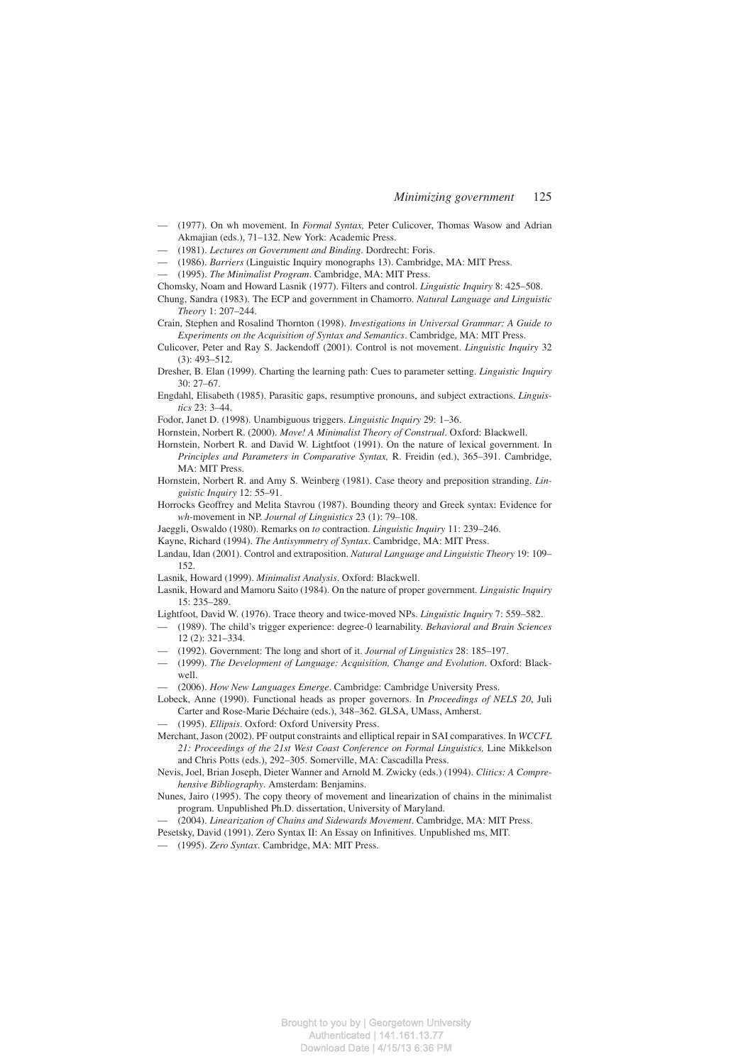— (1977). On wh movement. In *Formal Syntax,* Peter Culicover, Thomas Wasow and Adrian Akmajian (eds.), 71–132. New York: Academic Press.

— (1981). *Lectures on Government and Binding*. Dordrecht: Foris.

— (1986). *Barriers* (Linguistic Inquiry monographs 13). Cambridge, MA: MIT Press.

— (1995). *The Minimalist Program*. Cambridge, MA: MIT Press.

Chomsky, Noam and Howard Lasnik (1977). Filters and control. *Linguistic Inquiry* 8: 425–508.

Chung, Sandra (1983). The ECP and government in Chamorro. *Natural Language and Linguistic Theory* 1: 207–244.

Crain, Stephen and Rosalind Thornton (1998). *Investigations in Universal Grammar: A Guide to Experiments on the Acquisition of Syntax and Semantics*. Cambridge, MA: MIT Press.

Culicover, Peter and Ray S. Jackendoff (2001). Control is not movement. *Linguistic Inquiry* 32 (3): 493–512.

Dresher, B. Elan (1999). Charting the learning path: Cues to parameter setting. *Linguistic Inquiry* 30: 27–67.

Engdahl, Elisabeth (1985). Parasitic gaps, resumptive pronouns, and subject extractions. *Linguistics* 23: 3–44.

Fodor, Janet D. (1998). Unambiguous triggers. *Linguistic Inquiry* 29: 1–36.

Hornstein, Norbert R. (2000). *Move! A Minimalist Theory of Construal*. Oxford: Blackwell.

Hornstein, Norbert R. and David W. Lightfoot (1991). On the nature of lexical government. In *Principles and Parameters in Comparative Syntax,* R. Freidin (ed.), 365–391. Cambridge, MA: MIT Press.

Hornstein, Norbert R. and Amy S. Weinberg (1981). Case theory and preposition stranding. *Linguistic Inquiry* 12: 55–91.

Horrocks Geoffrey and Melita Stavrou (1987). Bounding theory and Greek syntax: Evidence for *wh*-movement in NP. *Journal of Linguistics* 23 (1): 79–108.

Jaeggli, Oswaldo (1980). Remarks on *to* contraction. *Linguistic Inquiry* 11: 239–246.

Kayne, Richard (1994). *The Antisymmetry of Syntax*. Cambridge, MA: MIT Press.

Landau, Idan (2001). Control and extraposition. *Natural Language and Linguistic Theory* 19: 109–152.

Lasnik, Howard (1999). *Minimalist Analysis*. Oxford: Blackwell.

Lasnik, Howard and Mamoru Saito (1984). On the nature of proper government. *Linguistic Inquiry* 15: 235–289.

Lightfoot, David W. (1976). Trace theory and twice-moved NPs. *Linguistic Inquiry* 7: 559–582.

— (1989). The child's trigger experience: degree-0 learnability. *Behavioral and Brain Sciences* 12 (2): 321–334.

— (1992). Government: The long and short of it. *Journal of Linguistics* 28: 185–197.

— (1999). *The Development of Language: Acquisition, Change and Evolution*. Oxford: Blackwell.

— (2006). *How New Languages Emerge*. Cambridge: Cambridge University Press.

Lobeck, Anne (1990). Functional heads as proper governors. In *Proceedings of NELS 20*, Juli Carter and Rose-Marie Déchaire (eds.), 348–362. GLSA, UMass, Amherst.

— (1995). *Ellipsis*. Oxford: Oxford University Press.

Merchant, Jason (2002). PF output constraints and elliptical repair in SAI comparatives. In *WCCFL 21: Proceedings of the 21st West Coast Conference on Formal Linguistics,* Line Mikkelson and Chris Potts (eds.), 292–305. Somerville, MA: Cascadilla Press.

Nevis, Joel, Brian Joseph, Dieter Wanner and Arnold M. Zwicky (eds.) (1994). *Clitics: A Comprehensive Bibliography*. Amsterdam: Benjamins.

Nunes, Jairo (1995). The copy theory of movement and linearization of chains in the minimalist program. Unpublished Ph.D. dissertation, University of Maryland.

— (2004). *Linearization of Chains and Sidewards Movement*. Cambridge, MA: MIT Press.

Pesetsky, David (1991). Zero Syntax II: An Essay on Infinitives. Unpublished ms, MIT.

— (1995). *Zero Syntax*. Cambridge, MA: MIT Press.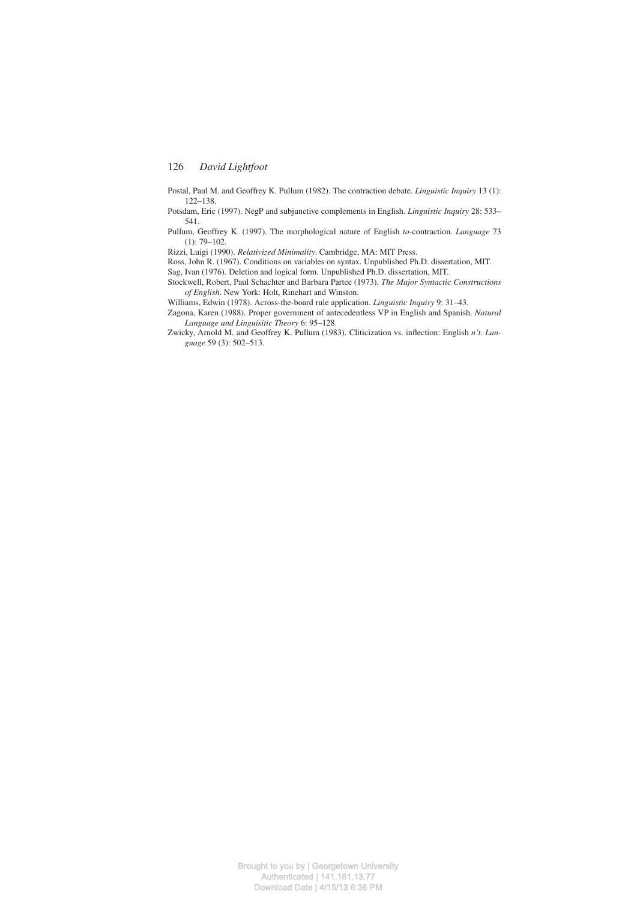Postal, Paul M. and Geoffrey K. Pullum (1982). The contraction debate. *Linguistic Inquiry* 13 (1): 122–138.

Potsdam, Eric (1997). NegP and subjunctive complements in English. *Linguistic Inquiry* 28: 533–541.

Pullum, Geoffrey K. (1997). The morphological nature of English *to*-contraction. *Language* 73 (1): 79–102.

Rizzi, Luigi (1990). *Relativized Minimality*. Cambridge, MA: MIT Press.

Ross, John R. (1967). Conditions on variables on syntax. Unpublished Ph.D. dissertation, MIT.

Sag, Ivan (1976). Deletion and logical form. Unpublished Ph.D. dissertation, MIT.

Stockwell, Robert, Paul Schachter and Barbara Partee (1973). *The Major Syntactic Constructions of English*. New York: Holt, Rinehart and Winston.

Williams, Edwin (1978). Across-the-board rule application. *Linguistic Inquiry* 9: 31–43.

Zagona, Karen (1988). Proper government of antecedentless VP in English and Spanish. *Natural Language and Linguisitic Theory* 6: 95–128.

Zwicky, Arnold M. and Geoffrey K. Pullum (1983). Cliticization vs. inflection: English *n't*. *Language* 59 (3): 502–513.